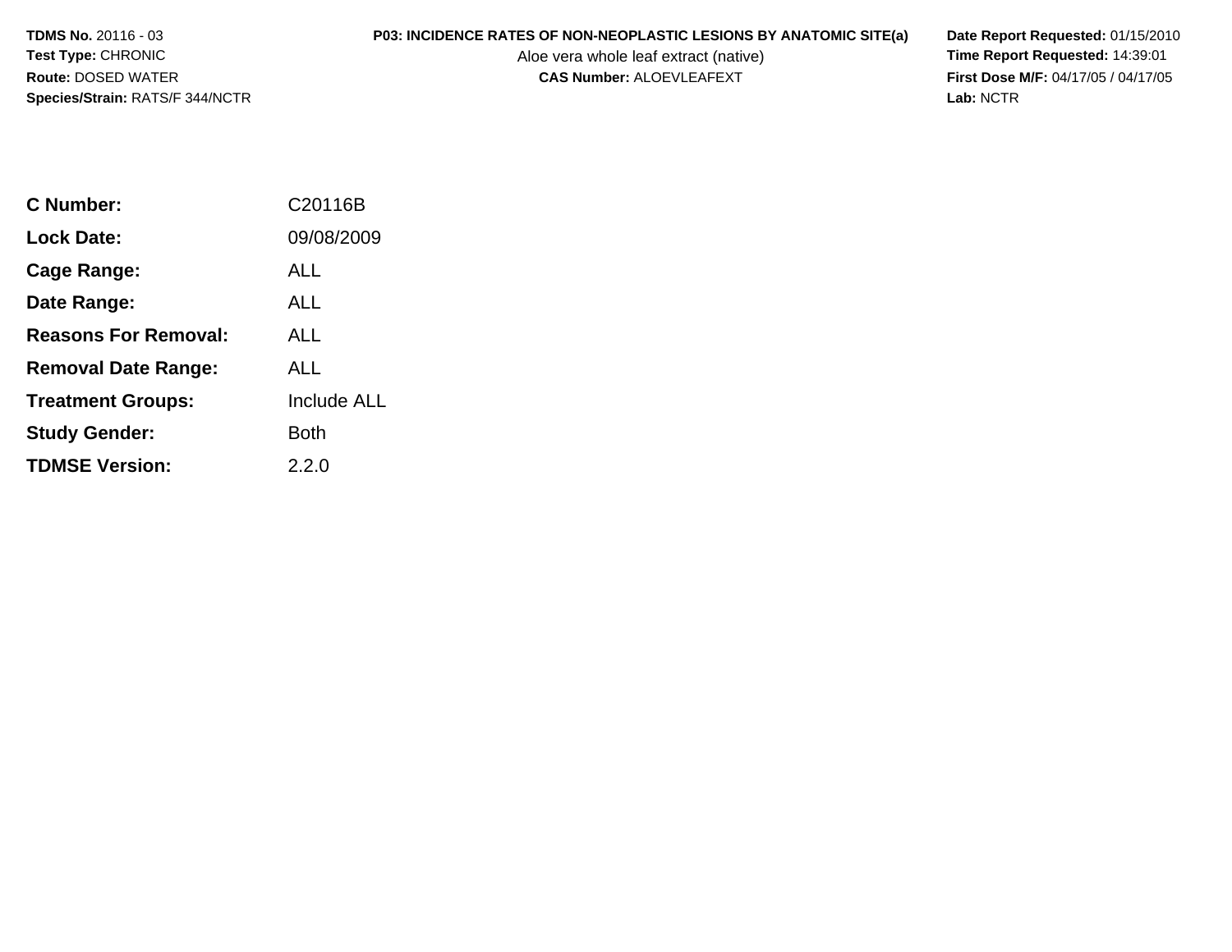**TDMS No.** 20116 - 03
**Test Type:** CHRONIC
**Route:** DOSED WATER
**Species/Strain:** RATS/F 344/NCTR

**P03: INCIDENCE RATES OF NON-NEOPLASTIC LESIONS BY ANATOMIC SITE(a)**
Aloe vera whole leaf extract (native)
**CAS Number:** ALOEVLEAFEXT

**Date Report Requested:** 01/15/2010
**Time Report Requested:** 14:39:01
**First Dose M/F:** 04/17/05 / 04/17/05
**Lab:** NCTR

| | |
|---|---|
| **C Number:** | C20116B |
| **Lock Date:** | 09/08/2009 |
| **Cage Range:** | ALL |
| **Date Range:** | ALL |
| **Reasons For Removal:** | ALL |
| **Removal Date Range:** | ALL |
| **Treatment Groups:** | Include ALL |
| **Study Gender:** | Both |
| **TDMSE Version:** | 2.2.0 |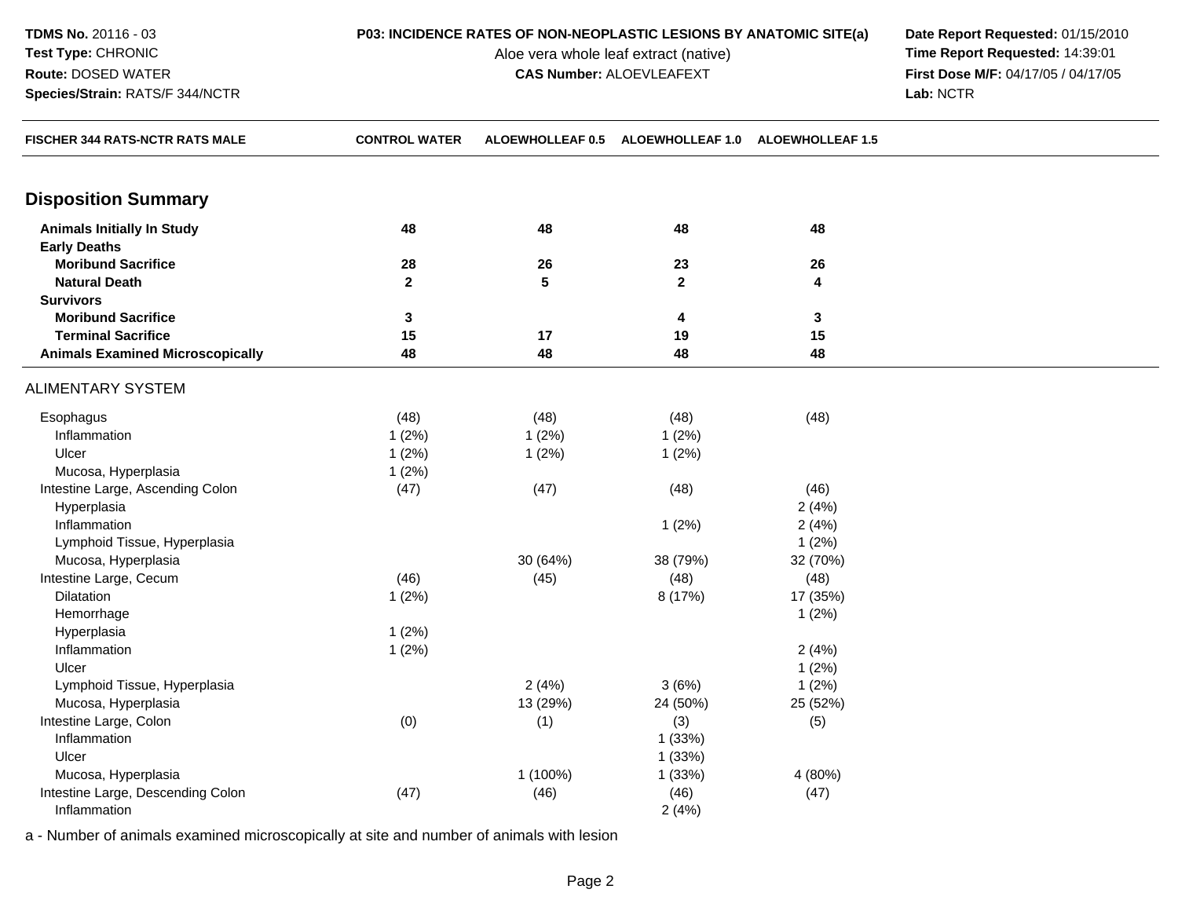**TDMS No.** 20116 - 03
**Test Type:** CHRONIC
**Route:** DOSED WATER
**Species/Strain:** RATS/F 344/NCTR

**P03: INCIDENCE RATES OF NON-NEOPLASTIC LESIONS BY ANATOMIC SITE(a)**
Aloe vera whole leaf extract (native)
**CAS Number:** ALOEVLEAFEXT

**Date Report Requested:** 01/15/2010
**Time Report Requested:** 14:39:01
**First Dose M/F:** 04/17/05 / 04/17/05
**Lab:** NCTR

| FISCHER 344 RATS-NCTR RATS MALE | CONTROL WATER | ALOEWHOLLEAF 0.5 | ALOEWHOLLEAF 1.0 | ALOEWHOLLEAF 1.5 |
|---|---|---|---|---|
| **Disposition Summary** | | | | |
| **Animals Initially In Study** | **48** | **48** | **48** | **48** |
| **Early Deaths** | | | | |
| **Moribund Sacrifice** | **28** | **26** | **23** | **26** |
| **Natural Death** | **2** | **5** | **2** | **4** |
| **Survivors** | | | | |
| **Moribund Sacrifice** | **3** | | **4** | **3** |
| **Terminal Sacrifice** | **15** | **17** | **19** | **15** |
| **Animals Examined Microscopically** | **48** | **48** | **48** | **48** |
| ALIMENTARY SYSTEM | | | | |
| Esophagus | (48) | (48) | (48) | (48) |
| Inflammation | 1 (2%) | 1 (2%) | 1 (2%) | |
| Ulcer | 1 (2%) | 1 (2%) | 1 (2%) | |
| Mucosa, Hyperplasia | 1 (2%) | | | |
| Intestine Large, Ascending Colon | (47) | (47) | (48) | (46) |
| Hyperplasia | | | | 2 (4%) |
| Inflammation | | | 1 (2%) | 2 (4%) |
| Lymphoid Tissue, Hyperplasia | | | | 1 (2%) |
| Mucosa, Hyperplasia | | 30 (64%) | 38 (79%) | 32 (70%) |
| Intestine Large, Cecum | (46) | (45) | (48) | (48) |
| Dilatation | 1 (2%) | | 8 (17%) | 17 (35%) |
| Hemorrhage | | | | 1 (2%) |
| Hyperplasia | 1 (2%) | | | |
| Inflammation | 1 (2%) | | | 2 (4%) |
| Ulcer | | | | 1 (2%) |
| Lymphoid Tissue, Hyperplasia | | 2 (4%) | 3 (6%) | 1 (2%) |
| Mucosa, Hyperplasia | | 13 (29%) | 24 (50%) | 25 (52%) |
| Intestine Large, Colon | (0) | (1) | (3) | (5) |
| Inflammation | | | 1 (33%) | |
| Ulcer | | | 1 (33%) | |
| Mucosa, Hyperplasia | | 1 (100%) | 1 (33%) | 4 (80%) |
| Intestine Large, Descending Colon | (47) | (46) | (46) | (47) |
| Inflammation | | | 2 (4%) | |

a - Number of animals examined microscopically at site and number of animals with lesion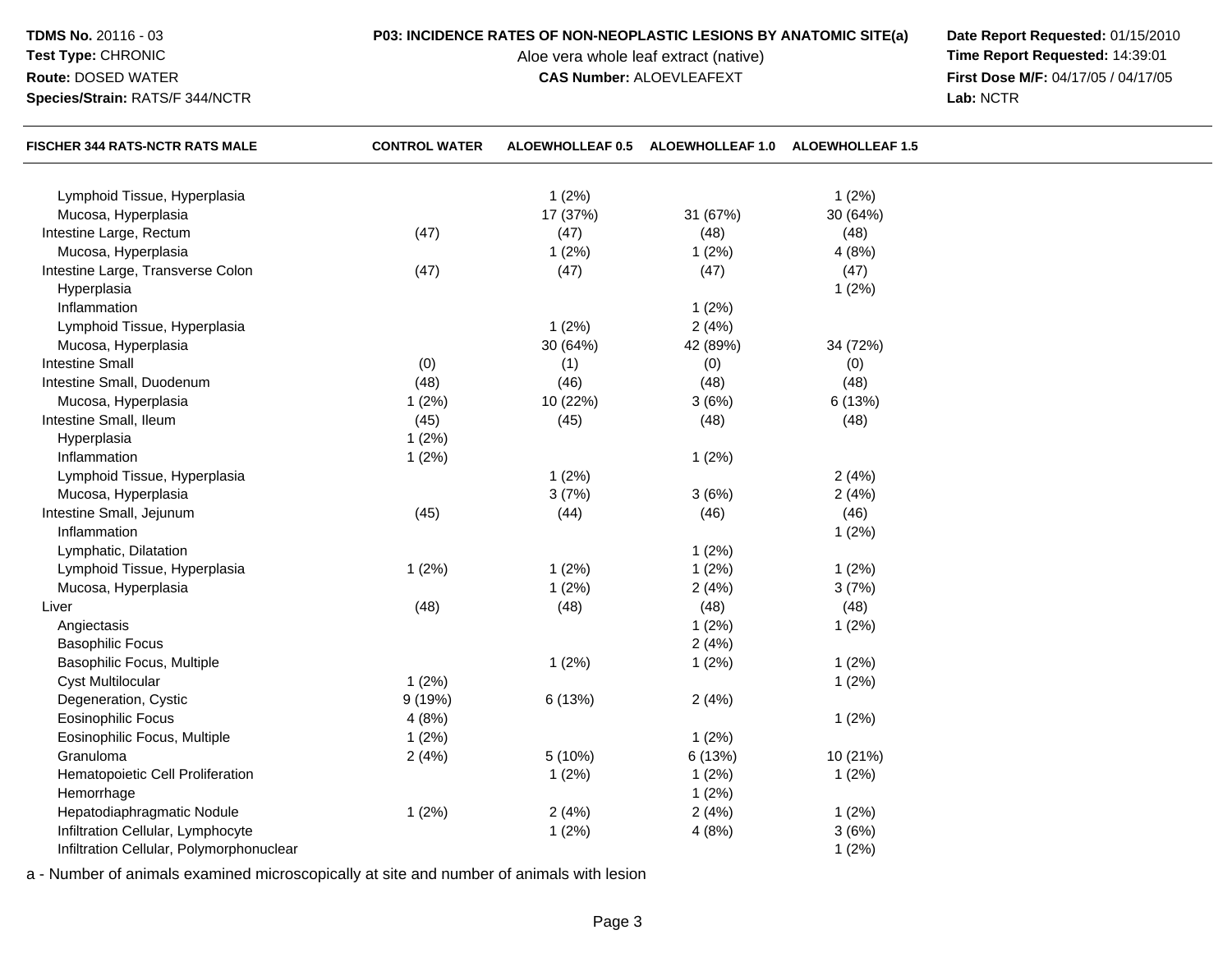**TDMS No.** 20116 - 03
**Test Type:** CHRONIC
**Route:** DOSED WATER
**Species/Strain:** RATS/F 344/NCTR

**P03: INCIDENCE RATES OF NON-NEOPLASTIC LESIONS BY ANATOMIC SITE(a)**
Aloe vera whole leaf extract (native)
**CAS Number:** ALOEVLEAFEXT

**Date Report Requested:** 01/15/2010
**Time Report Requested:** 14:39:01
**First Dose M/F:** 04/17/05 / 04/17/05
**Lab:** NCTR

| FISCHER 344 RATS-NCTR RATS MALE | CONTROL WATER | ALOEWHOLLEAF 0.5 | ALOEWHOLLEAF 1.0 | ALOEWHOLLEAF 1.5 |
|---|---|---|---|---|
| Lymphoid Tissue, Hyperplasia | | 1 (2%) | | 1 (2%) |
| Mucosa, Hyperplasia | | 17 (37%) | 31 (67%) | 30 (64%) |
| Intestine Large, Rectum | (47) | (47) | (48) | (48) |
| Mucosa, Hyperplasia | | 1 (2%) | 1 (2%) | 4 (8%) |
| Intestine Large, Transverse Colon | (47) | (47) | (47) | (47) |
| Hyperplasia | | | | 1 (2%) |
| Inflammation | | | 1 (2%) | |
| Lymphoid Tissue, Hyperplasia | | 1 (2%) | 2 (4%) | |
| Mucosa, Hyperplasia | | 30 (64%) | 42 (89%) | 34 (72%) |
| Intestine Small | (0) | (1) | (0) | (0) |
| Intestine Small, Duodenum | (48) | (46) | (48) | (48) |
| Mucosa, Hyperplasia | 1 (2%) | 10 (22%) | 3 (6%) | 6 (13%) |
| Intestine Small, Ileum | (45) | (45) | (48) | (48) |
| Hyperplasia | 1 (2%) | | | |
| Inflammation | 1 (2%) | | 1 (2%) | |
| Lymphoid Tissue, Hyperplasia | | 1 (2%) | | 2 (4%) |
| Mucosa, Hyperplasia | | 3 (7%) | 3 (6%) | 2 (4%) |
| Intestine Small, Jejunum | (45) | (44) | (46) | (46) |
| Inflammation | | | | 1 (2%) |
| Lymphatic, Dilatation | | | 1 (2%) | |
| Lymphoid Tissue, Hyperplasia | 1 (2%) | 1 (2%) | 1 (2%) | 1 (2%) |
| Mucosa, Hyperplasia | | 1 (2%) | 2 (4%) | 3 (7%) |
| Liver | (48) | (48) | (48) | (48) |
| Angiectasis | | | 1 (2%) | 1 (2%) |
| Basophilic Focus | | | 2 (4%) | |
| Basophilic Focus, Multiple | | 1 (2%) | 1 (2%) | 1 (2%) |
| Cyst Multilocular | 1 (2%) | | | 1 (2%) |
| Degeneration, Cystic | 9 (19%) | 6 (13%) | 2 (4%) | |
| Eosinophilic Focus | 4 (8%) | | | 1 (2%) |
| Eosinophilic Focus, Multiple | 1 (2%) | | 1 (2%) | |
| Granuloma | 2 (4%) | 5 (10%) | 6 (13%) | 10 (21%) |
| Hematopoietic Cell Proliferation | | 1 (2%) | 1 (2%) | 1 (2%) |
| Hemorrhage | | | 1 (2%) | |
| Hepatodiaphragmatic Nodule | 1 (2%) | 2 (4%) | 2 (4%) | 1 (2%) |
| Infiltration Cellular, Lymphocyte | | 1 (2%) | 4 (8%) | 3 (6%) |
| Infiltration Cellular, Polymorphonuclear | | | | 1 (2%) |

a - Number of animals examined microscopically at site and number of animals with lesion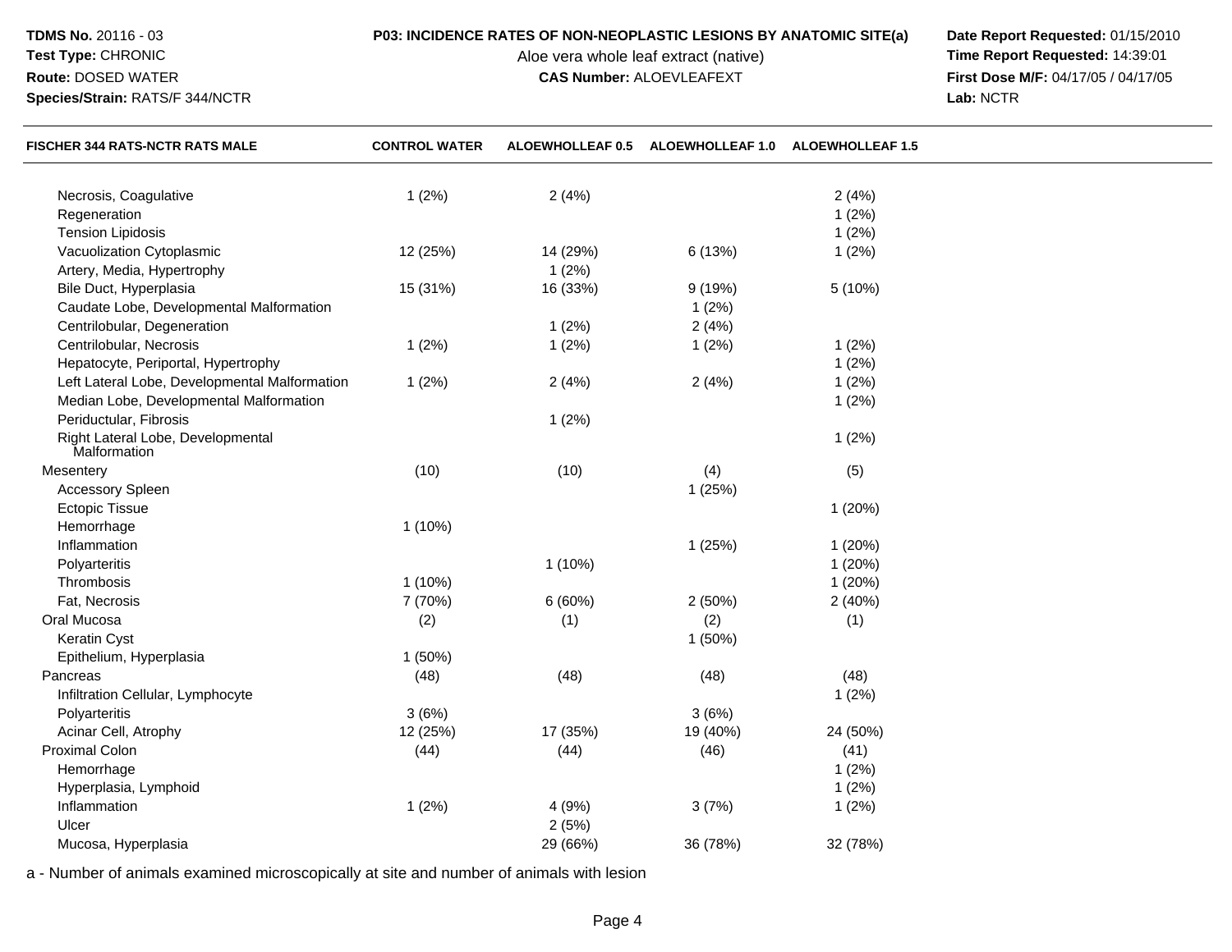**TDMS No.** 20116 - 03
**Test Type:** CHRONIC
**Route:** DOSED WATER
**Species/Strain:** RATS/F 344/NCTR

**P03: INCIDENCE RATES OF NON-NEOPLASTIC LESIONS BY ANATOMIC SITE(a)**
Aloe vera whole leaf extract (native)
**CAS Number:** ALOEVLEAFEXT

**Date Report Requested:** 01/15/2010
**Time Report Requested:** 14:39:01
**First Dose M/F:** 04/17/05 / 04/17/05
**Lab:** NCTR

| FISCHER 344 RATS-NCTR RATS MALE | CONTROL WATER | ALOEWHOLLEAF 0.5 | ALOEWHOLLEAF 1.0 | ALOEWHOLLEAF 1.5 |
|---|---|---|---|---|
| Necrosis, Coagulative | 1 (2%) | 2 (4%) | | 2 (4%) |
| Regeneration | | | | 1 (2%) |
| Tension Lipidosis | | | | 1 (2%) |
| Vacuolization Cytoplasmic | 12 (25%) | 14 (29%) | 6 (13%) | 1 (2%) |
| Artery, Media, Hypertrophy | | 1 (2%) | | |
| Bile Duct, Hyperplasia | 15 (31%) | 16 (33%) | 9 (19%) | 5 (10%) |
| Caudate Lobe, Developmental Malformation | | | 1 (2%) | |
| Centrilobular, Degeneration | | 1 (2%) | 2 (4%) | |
| Centrilobular, Necrosis | 1 (2%) | 1 (2%) | 1 (2%) | 1 (2%) |
| Hepatocyte, Periportal, Hypertrophy | | | | 1 (2%) |
| Left Lateral Lobe, Developmental Malformation | 1 (2%) | 2 (4%) | 2 (4%) | 1 (2%) |
| Median Lobe, Developmental Malformation | | | | 1 (2%) |
| Periductular, Fibrosis | | 1 (2%) | | |
| Right Lateral Lobe, Developmental Malformation | | | | 1 (2%) |
| Mesentery | (10) | (10) | (4) | (5) |
| Accessory Spleen | | | 1 (25%) | |
| Ectopic Tissue | | | | 1 (20%) |
| Hemorrhage | 1 (10%) | | | |
| Inflammation | | | 1 (25%) | 1 (20%) |
| Polyarteritis | | 1 (10%) | | 1 (20%) |
| Thrombosis | 1 (10%) | | | 1 (20%) |
| Fat, Necrosis | 7 (70%) | 6 (60%) | 2 (50%) | 2 (40%) |
| Oral Mucosa | (2) | (1) | (2) | (1) |
| Keratin Cyst | | | 1 (50%) | |
| Epithelium, Hyperplasia | 1 (50%) | | | |
| Pancreas | (48) | (48) | (48) | (48) |
| Infiltration Cellular, Lymphocyte | | | | 1 (2%) |
| Polyarteritis | 3 (6%) | | 3 (6%) | |
| Acinar Cell, Atrophy | 12 (25%) | 17 (35%) | 19 (40%) | 24 (50%) |
| Proximal Colon | (44) | (44) | (46) | (41) |
| Hemorrhage | | | | 1 (2%) |
| Hyperplasia, Lymphoid | | | | 1 (2%) |
| Inflammation | 1 (2%) | 4 (9%) | 3 (7%) | 1 (2%) |
| Ulcer | | 2 (5%) | | |
| Mucosa, Hyperplasia | | 29 (66%) | 36 (78%) | 32 (78%) |

a - Number of animals examined microscopically at site and number of animals with lesion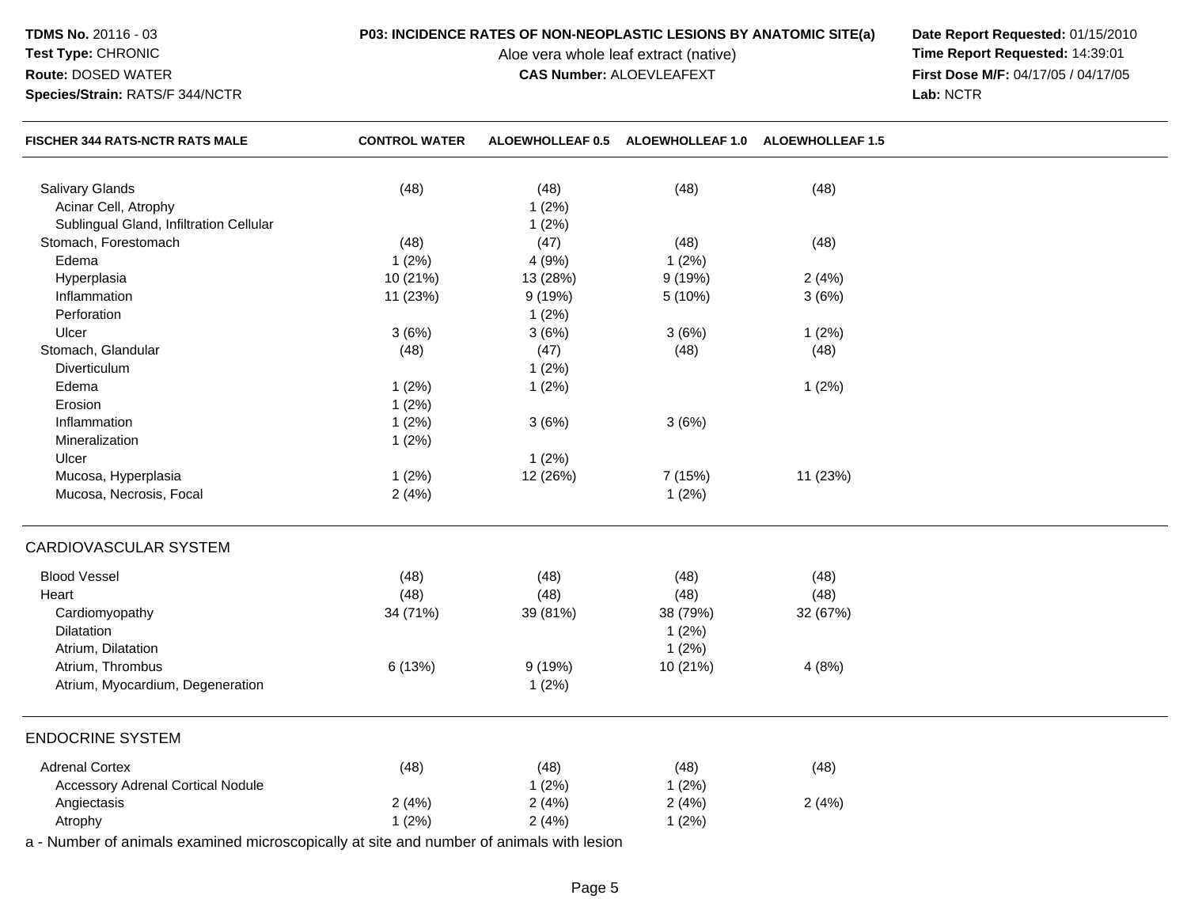**TDMS No.** 20116 - 03
**Test Type:** CHRONIC
**Route:** DOSED WATER
**Species/Strain:** RATS/F 344/NCTR

**P03: INCIDENCE RATES OF NON-NEOPLASTIC LESIONS BY ANATOMIC SITE(a)**
Aloe vera whole leaf extract (native)
**CAS Number:** ALOEVLEAFEXT

**Date Report Requested:** 01/15/2010
**Time Report Requested:** 14:39:01
**First Dose M/F:** 04/17/05 / 04/17/05
**Lab:** NCTR

| FISCHER 344 RATS-NCTR RATS MALE | CONTROL WATER | ALOEWHOLLEAF 0.5 | ALOEWHOLLEAF 1.0 | ALOEWHOLLEAF 1.5 |
|---|---|---|---|---|
| Salivary Glands | (48) | (48) | (48) | (48) |
| Acinar Cell, Atrophy | | 1 (2%) | | |
| Sublingual Gland, Infiltration Cellular | | 1 (2%) | | |
| Stomach, Forestomach | (48) | (47) | (48) | (48) |
| Edema | 1 (2%) | 4 (9%) | 1 (2%) | |
| Hyperplasia | 10 (21%) | 13 (28%) | 9 (19%) | 2 (4%) |
| Inflammation | 11 (23%) | 9 (19%) | 5 (10%) | 3 (6%) |
| Perforation | | 1 (2%) | | |
| Ulcer | 3 (6%) | 3 (6%) | 3 (6%) | 1 (2%) |
| Stomach, Glandular | (48) | (47) | (48) | (48) |
| Diverticulum | | 1 (2%) | | |
| Edema | 1 (2%) | 1 (2%) | | 1 (2%) |
| Erosion | 1 (2%) | | | |
| Inflammation | 1 (2%) | 3 (6%) | 3 (6%) | |
| Mineralization | 1 (2%) | | | |
| Ulcer | | 1 (2%) | | |
| Mucosa, Hyperplasia | 1 (2%) | 12 (26%) | 7 (15%) | 11 (23%) |
| Mucosa, Necrosis, Focal | 2 (4%) | | 1 (2%) | |
| **CARDIOVASCULAR SYSTEM** | | | | |
| Blood Vessel | (48) | (48) | (48) | (48) |
| Heart | (48) | (48) | (48) | (48) |
| Cardiomyopathy | 34 (71%) | 39 (81%) | 38 (79%) | 32 (67%) |
| Dilatation | | | 1 (2%) | |
| Atrium, Dilatation | | | 1 (2%) | |
| Atrium, Thrombus | 6 (13%) | 9 (19%) | 10 (21%) | 4 (8%) |
| Atrium, Myocardium, Degeneration | | 1 (2%) | | |
| **ENDOCRINE SYSTEM** | | | | |
| Adrenal Cortex | (48) | (48) | (48) | (48) |
| Accessory Adrenal Cortical Nodule | | 1 (2%) | 1 (2%) | |
| Angiectasis | 2 (4%) | 2 (4%) | 2 (4%) | 2 (4%) |
| Atrophy | 1 (2%) | 2 (4%) | 1 (2%) | |

a - Number of animals examined microscopically at site and number of animals with lesion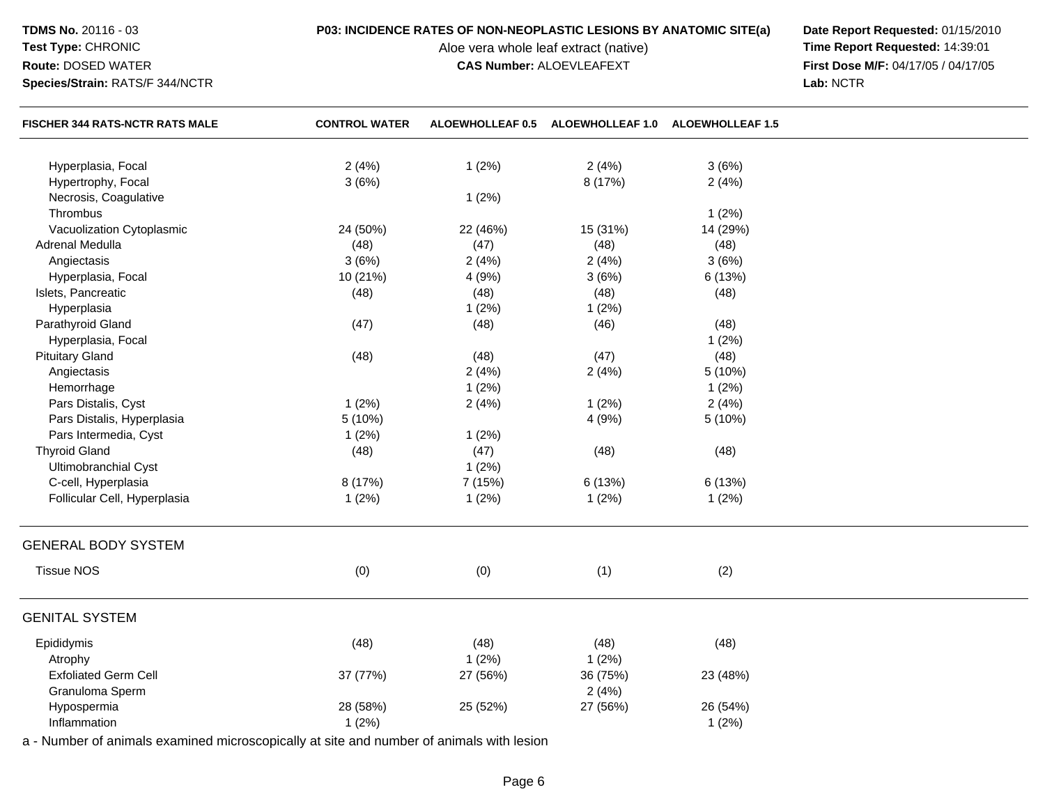**TDMS No.** 20116 - 03
**Test Type:** CHRONIC
**Route:** DOSED WATER
**Species/Strain:** RATS/F 344/NCTR

**P03: INCIDENCE RATES OF NON-NEOPLASTIC LESIONS BY ANATOMIC SITE(a)**
Aloe vera whole leaf extract (native)
**CAS Number:** ALOEVLEAFEXT

**Date Report Requested:** 01/15/2010
**Time Report Requested:** 14:39:01
**First Dose M/F:** 04/17/05 / 04/17/05
**Lab:** NCTR

| FISCHER 344 RATS-NCTR RATS MALE | CONTROL WATER | ALOEWHOLLEAF 0.5 | ALOEWHOLLEAF 1.0 | ALOEWHOLLEAF 1.5 |
|---|---|---|---|---|
| Hyperplasia, Focal | 2 (4%) | 1 (2%) | 2 (4%) | 3 (6%) |
| Hypertrophy, Focal | 3 (6%) | | 8 (17%) | 2 (4%) |
| Necrosis, Coagulative | | 1 (2%) | | |
| Thrombus | | | | 1 (2%) |
| Vacuolization Cytoplasmic | 24 (50%) | 22 (46%) | 15 (31%) | 14 (29%) |
| Adrenal Medulla | (48) | (47) | (48) | (48) |
| Angiectasis | 3 (6%) | 2 (4%) | 2 (4%) | 3 (6%) |
| Hyperplasia, Focal | 10 (21%) | 4 (9%) | 3 (6%) | 6 (13%) |
| Islets, Pancreatic | (48) | (48) | (48) | (48) |
| Hyperplasia | | 1 (2%) | 1 (2%) | |
| Parathyroid Gland | (47) | (48) | (46) | (48) |
| Hyperplasia, Focal | | | | 1 (2%) |
| Pituitary Gland | (48) | (48) | (47) | (48) |
| Angiectasis | | 2 (4%) | 2 (4%) | 5 (10%) |
| Hemorrhage | | 1 (2%) | | 1 (2%) |
| Pars Distalis, Cyst | 1 (2%) | 2 (4%) | 1 (2%) | 2 (4%) |
| Pars Distalis, Hyperplasia | 5 (10%) | | 4 (9%) | 5 (10%) |
| Pars Intermedia, Cyst | 1 (2%) | 1 (2%) | | |
| Thyroid Gland | (48) | (47) | (48) | (48) |
| Ultimobranchial Cyst | | 1 (2%) | | |
| C-cell, Hyperplasia | 8 (17%) | 7 (15%) | 6 (13%) | 6 (13%) |
| Follicular Cell, Hyperplasia | 1 (2%) | 1 (2%) | 1 (2%) | 1 (2%) |
| **GENERAL BODY SYSTEM** | | | | |
| Tissue NOS | (0) | (0) | (1) | (2) |
| **GENITAL SYSTEM** | | | | |
| Epididymis | (48) | (48) | (48) | (48) |
| Atrophy | | 1 (2%) | 1 (2%) | |
| Exfoliated Germ Cell | 37 (77%) | 27 (56%) | 36 (75%) | 23 (48%) |
| Granuloma Sperm | | | 2 (4%) | |
| Hypospermia | 28 (58%) | 25 (52%) | 27 (56%) | 26 (54%) |
| Inflammation | 1 (2%) | | | 1 (2%) |

a - Number of animals examined microscopically at site and number of animals with lesion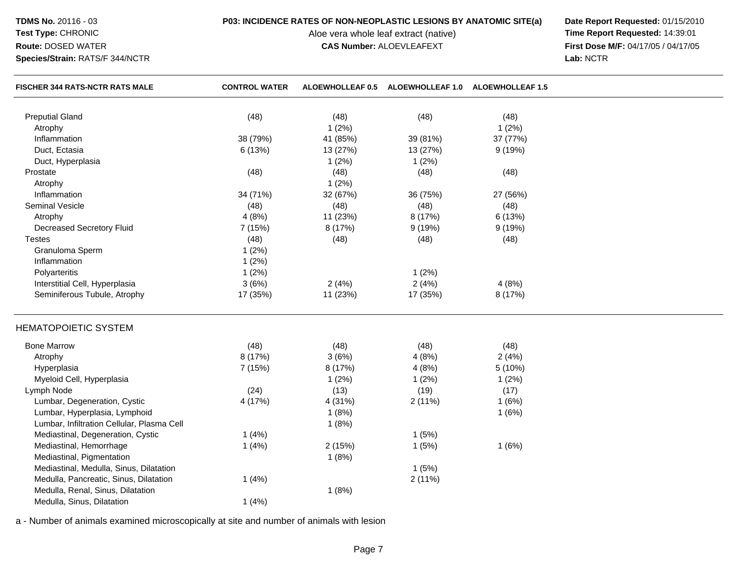**TDMS No.** 20116 - 03
**Test Type:** CHRONIC
**Route:** DOSED WATER
**Species/Strain:** RATS/F 344/NCTR

**P03: INCIDENCE RATES OF NON-NEOPLASTIC LESIONS BY ANATOMIC SITE(a)**
Aloe vera whole leaf extract (native)
**CAS Number:** ALOEVLEAFEXT

**Date Report Requested:** 01/15/2010
**Time Report Requested:** 14:39:01
**First Dose M/F:** 04/17/05 / 04/17/05
**Lab:** NCTR

| FISCHER 344 RATS-NCTR RATS MALE | CONTROL WATER | ALOEWHOLLEAF 0.5 | ALOEWHOLLEAF 1.0 | ALOEWHOLLEAF 1.5 |
|---|---|---|---|---|
| Preputial Gland | (48) | (48) | (48) | (48) |
| Atrophy | | 1 (2%) | | 1 (2%) |
| Inflammation | 38 (79%) | 41 (85%) | 39 (81%) | 37 (77%) |
| Duct, Ectasia | 6 (13%) | 13 (27%) | 13 (27%) | 9 (19%) |
| Duct, Hyperplasia | | 1 (2%) | 1 (2%) | |
| Prostate | (48) | (48) | (48) | (48) |
| Atrophy | | 1 (2%) | | |
| Inflammation | 34 (71%) | 32 (67%) | 36 (75%) | 27 (56%) |
| Seminal Vesicle | (48) | (48) | (48) | (48) |
| Atrophy | 4 (8%) | 11 (23%) | 8 (17%) | 6 (13%) |
| Decreased Secretory Fluid | 7 (15%) | 8 (17%) | 9 (19%) | 9 (19%) |
| Testes | (48) | (48) | (48) | (48) |
| Granuloma Sperm | 1 (2%) | | | |
| Inflammation | 1 (2%) | | | |
| Polyarteritis | 1 (2%) | | 1 (2%) | |
| Interstitial Cell, Hyperplasia | 3 (6%) | 2 (4%) | 2 (4%) | 4 (8%) |
| Seminiferous Tubule, Atrophy | 17 (35%) | 11 (23%) | 17 (35%) | 8 (17%) |

HEMATOPOIETIC SYSTEM

| FISCHER 344 RATS-NCTR RATS MALE | CONTROL WATER | ALOEWHOLLEAF 0.5 | ALOEWHOLLEAF 1.0 | ALOEWHOLLEAF 1.5 |
|---|---|---|---|---|
| Bone Marrow | (48) | (48) | (48) | (48) |
| Atrophy | 8 (17%) | 3 (6%) | 4 (8%) | 2 (4%) |
| Hyperplasia | 7 (15%) | 8 (17%) | 4 (8%) | 5 (10%) |
| Myeloid Cell, Hyperplasia | | 1 (2%) | 1 (2%) | 1 (2%) |
| Lymph Node | (24) | (13) | (19) | (17) |
| Lumbar, Degeneration, Cystic | 4 (17%) | 4 (31%) | 2 (11%) | 1 (6%) |
| Lumbar, Hyperplasia, Lymphoid | | 1 (8%) | | 1 (6%) |
| Lumbar, Infiltration Cellular, Plasma Cell | | 1 (8%) | | |
| Mediastinal, Degeneration, Cystic | 1 (4%) | | 1 (5%) | |
| Mediastinal, Hemorrhage | 1 (4%) | 2 (15%) | 1 (5%) | 1 (6%) |
| Mediastinal, Pigmentation | | 1 (8%) | | |
| Mediastinal, Medulla, Sinus, Dilatation | | | 1 (5%) | |
| Medulla, Pancreatic, Sinus, Dilatation | 1 (4%) | | 2 (11%) | |
| Medulla, Renal, Sinus, Dilatation | | 1 (8%) | | |
| Medulla, Sinus, Dilatation | 1 (4%) | | | |

a - Number of animals examined microscopically at site and number of animals with lesion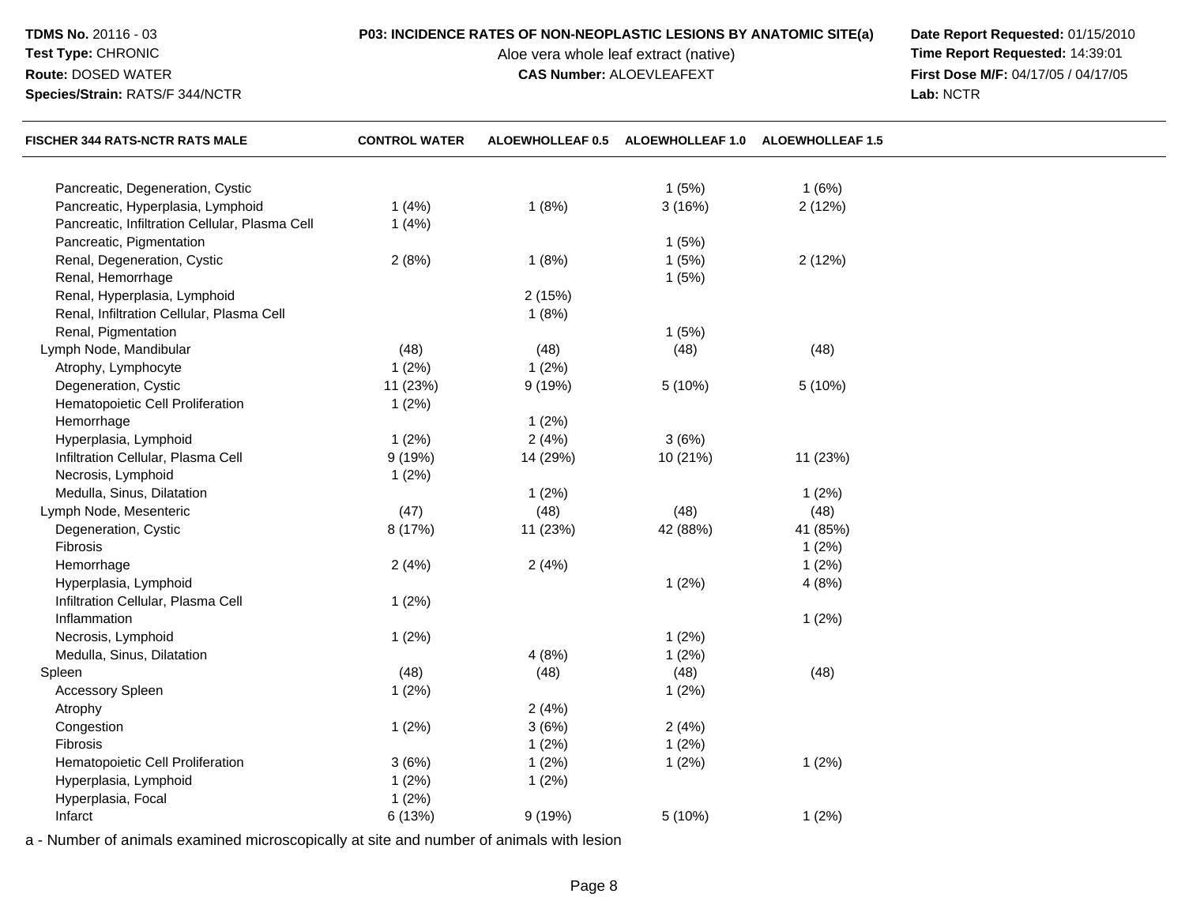**TDMS No.** 20116 - 03
**Test Type:** CHRONIC
**Route:** DOSED WATER
**Species/Strain:** RATS/F 344/NCTR

**P03: INCIDENCE RATES OF NON-NEOPLASTIC LESIONS BY ANATOMIC SITE(a)**
Aloe vera whole leaf extract (native)
**CAS Number:** ALOEVLEAFEXT

**Date Report Requested:** 01/15/2010
**Time Report Requested:** 14:39:01
**First Dose M/F:** 04/17/05 / 04/17/05
**Lab:** NCTR

| FISCHER 344 RATS-NCTR RATS MALE | CONTROL WATER | ALOEWHOLLEAF 0.5 | ALOEWHOLLEAF 1.0 | ALOEWHOLLEAF 1.5 |
|---|---|---|---|---|
| Pancreatic, Degeneration, Cystic | | | 1 (5%) | 1 (6%) |
| Pancreatic, Hyperplasia, Lymphoid | 1 (4%) | 1 (8%) | 3 (16%) | 2 (12%) |
| Pancreatic, Infiltration Cellular, Plasma Cell | 1 (4%) | | | |
| Pancreatic, Pigmentation | | | 1 (5%) | |
| Renal, Degeneration, Cystic | 2 (8%) | 1 (8%) | 1 (5%) | 2 (12%) |
| Renal, Hemorrhage | | | 1 (5%) | |
| Renal, Hyperplasia, Lymphoid | | 2 (15%) | | |
| Renal, Infiltration Cellular, Plasma Cell | | 1 (8%) | | |
| Renal, Pigmentation | | | 1 (5%) | |
| Lymph Node, Mandibular | (48) | (48) | (48) | (48) |
| Atrophy, Lymphocyte | 1 (2%) | 1 (2%) | | |
| Degeneration, Cystic | 11 (23%) | 9 (19%) | 5 (10%) | 5 (10%) |
| Hematopoietic Cell Proliferation | 1 (2%) | | | |
| Hemorrhage | | 1 (2%) | | |
| Hyperplasia, Lymphoid | 1 (2%) | 2 (4%) | 3 (6%) | |
| Infiltration Cellular, Plasma Cell | 9 (19%) | 14 (29%) | 10 (21%) | 11 (23%) |
| Necrosis, Lymphoid | 1 (2%) | | | |
| Medulla, Sinus, Dilatation | | 1 (2%) | | 1 (2%) |
| Lymph Node, Mesenteric | (47) | (48) | (48) | (48) |
| Degeneration, Cystic | 8 (17%) | 11 (23%) | 42 (88%) | 41 (85%) |
| Fibrosis | | | | 1 (2%) |
| Hemorrhage | 2 (4%) | 2 (4%) | | 1 (2%) |
| Hyperplasia, Lymphoid | | | 1 (2%) | 4 (8%) |
| Infiltration Cellular, Plasma Cell | 1 (2%) | | | |
| Inflammation | | | | 1 (2%) |
| Necrosis, Lymphoid | 1 (2%) | | 1 (2%) | |
| Medulla, Sinus, Dilatation | | 4 (8%) | 1 (2%) | |
| Spleen | (48) | (48) | (48) | (48) |
| Accessory Spleen | 1 (2%) | | 1 (2%) | |
| Atrophy | | 2 (4%) | | |
| Congestion | 1 (2%) | 3 (6%) | 2 (4%) | |
| Fibrosis | | 1 (2%) | 1 (2%) | |
| Hematopoietic Cell Proliferation | 3 (6%) | 1 (2%) | 1 (2%) | 1 (2%) |
| Hyperplasia, Lymphoid | 1 (2%) | 1 (2%) | | |
| Hyperplasia, Focal | 1 (2%) | | | |
| Infarct | 6 (13%) | 9 (19%) | 5 (10%) | 1 (2%) |

a - Number of animals examined microscopically at site and number of animals with lesion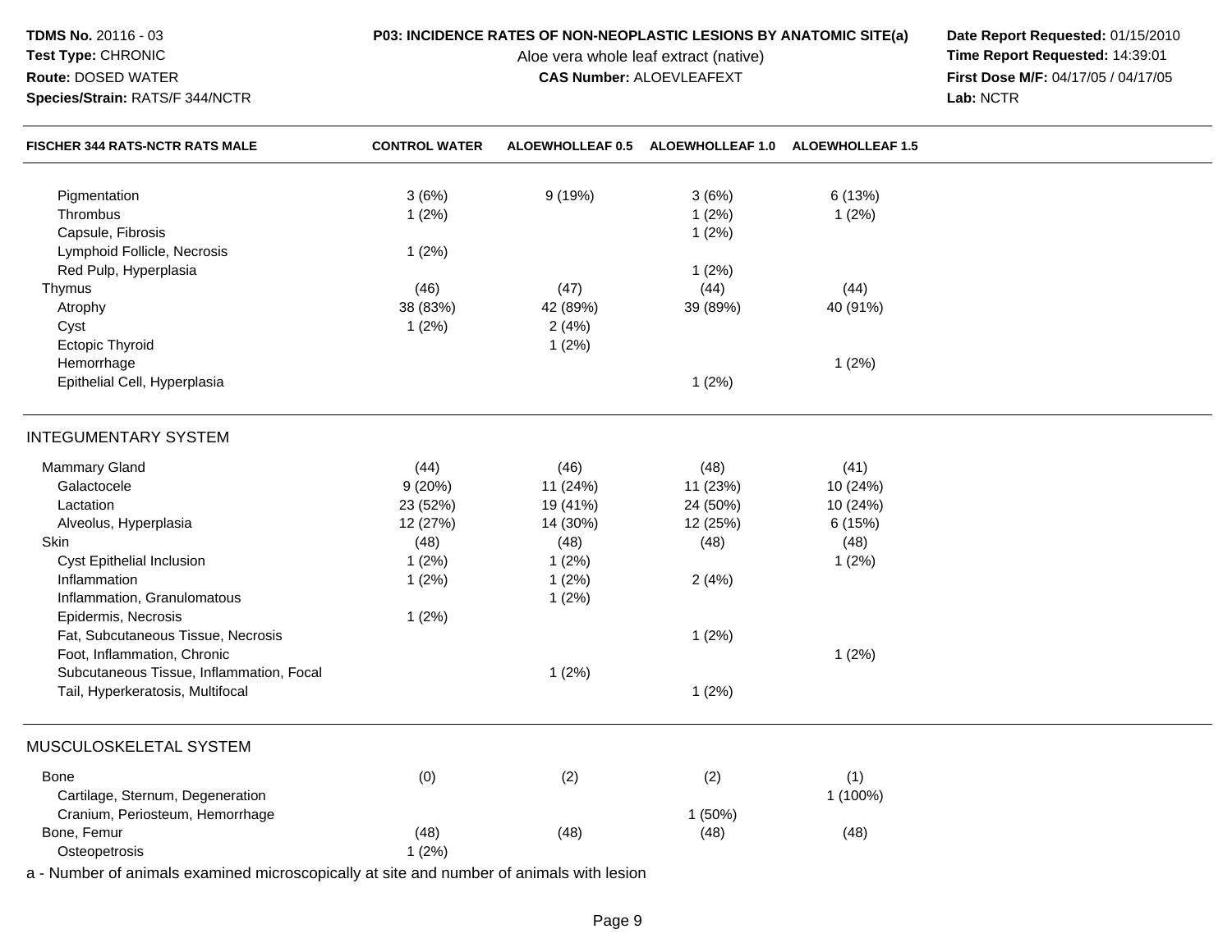**TDMS No.** 20116 - 03
**Test Type:** CHRONIC
**Route:** DOSED WATER
**Species/Strain:** RATS/F 344/NCTR

**P03: INCIDENCE RATES OF NON-NEOPLASTIC LESIONS BY ANATOMIC SITE(a)**
Aloe vera whole leaf extract (native)
**CAS Number:** ALOEVLEAFEXT

**Date Report Requested:** 01/15/2010
**Time Report Requested:** 14:39:01
**First Dose M/F:** 04/17/05 / 04/17/05
**Lab:** NCTR

| FISCHER 344 RATS-NCTR RATS MALE | CONTROL WATER | ALOEWHOLLEAF 0.5 | ALOEWHOLLEAF 1.0 | ALOEWHOLLEAF 1.5 |
|---|---|---|---|---|
| Pigmentation | 3 (6%) | 9 (19%) | 3 (6%) | 6 (13%) |
| Thrombus | 1 (2%) | | 1 (2%) | 1 (2%) |
| Capsule, Fibrosis | | | 1 (2%) | |
| Lymphoid Follicle, Necrosis | 1 (2%) | | | |
| Red Pulp, Hyperplasia | | | 1 (2%) | |
| Thymus | (46) | (47) | (44) | (44) |
| Atrophy | 38 (83%) | 42 (89%) | 39 (89%) | 40 (91%) |
| Cyst | 1 (2%) | 2 (4%) | | |
| Ectopic Thyroid | | 1 (2%) | | |
| Hemorrhage | | | | 1 (2%) |
| Epithelial Cell, Hyperplasia | | | 1 (2%) | |
| **INTEGUMENTARY SYSTEM** | | | | |
| Mammary Gland | (44) | (46) | (48) | (41) |
| Galactocele | 9 (20%) | 11 (24%) | 11 (23%) | 10 (24%) |
| Lactation | 23 (52%) | 19 (41%) | 24 (50%) | 10 (24%) |
| Alveolus, Hyperplasia | 12 (27%) | 14 (30%) | 12 (25%) | 6 (15%) |
| Skin | (48) | (48) | (48) | (48) |
| Cyst Epithelial Inclusion | 1 (2%) | 1 (2%) | | 1 (2%) |
| Inflammation | 1 (2%) | 1 (2%) | 2 (4%) | |
| Inflammation, Granulomatous | | 1 (2%) | | |
| Epidermis, Necrosis | 1 (2%) | | | |
| Fat, Subcutaneous Tissue, Necrosis | | | 1 (2%) | |
| Foot, Inflammation, Chronic | | | | 1 (2%) |
| Subcutaneous Tissue, Inflammation, Focal | | 1 (2%) | | |
| Tail, Hyperkeratosis, Multifocal | | | 1 (2%) | |
| **MUSCULOSKELETAL SYSTEM** | | | | |
| Bone | (0) | (2) | (2) | (1) |
| Cartilage, Sternum, Degeneration | | | | 1 (100%) |
| Cranium, Periosteum, Hemorrhage | | | 1 (50%) | |
| Bone, Femur | (48) | (48) | (48) | (48) |
| Osteopetrosis | 1 (2%) | | | |

a - Number of animals examined microscopically at site and number of animals with lesion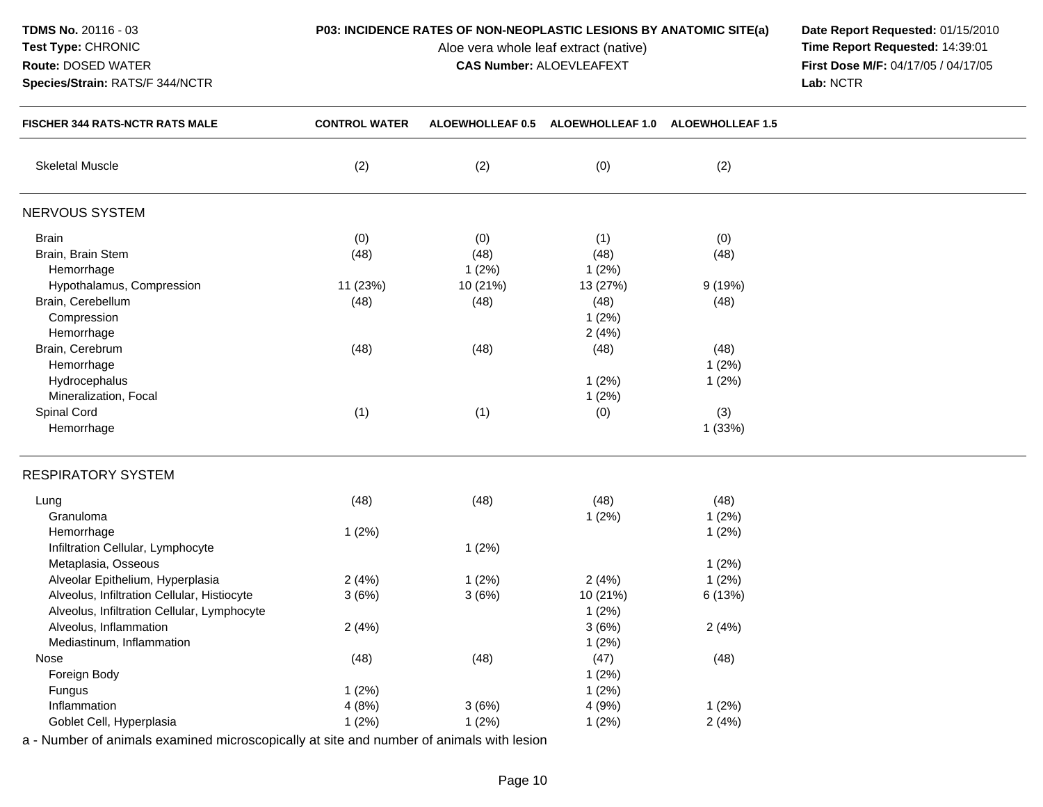**TDMS No.** 20116 - 03
**Test Type:** CHRONIC
**Route:** DOSED WATER
**Species/Strain:** RATS/F 344/NCTR

**P03: INCIDENCE RATES OF NON-NEOPLASTIC LESIONS BY ANATOMIC SITE(a)**
Aloe vera whole leaf extract (native)
**CAS Number:** ALOEVLEAFEXT

**Date Report Requested:** 01/15/2010
**Time Report Requested:** 14:39:01
**First Dose M/F:** 04/17/05 / 04/17/05
**Lab:** NCTR

| FISCHER 344 RATS-NCTR RATS MALE | CONTROL WATER | ALOEWHOLLEAF 0.5 | ALOEWHOLLEAF 1.0 | ALOEWHOLLEAF 1.5 |
|---|---|---|---|---|
| Skeletal Muscle | (2) | (2) | (0) | (2) |
| **NERVOUS SYSTEM** | | | | |
| Brain | (0) | (0) | (1) | (0) |
| Brain, Brain Stem | (48) | (48) | (48) | (48) |
| Hemorrhage | | 1 (2%) | 1 (2%) | |
| Hypothalamus, Compression | 11 (23%) | 10 (21%) | 13 (27%) | 9 (19%) |
| Brain, Cerebellum | (48) | (48) | (48) | (48) |
| Compression | | | 1 (2%) | |
| Hemorrhage | | | 2 (4%) | |
| Brain, Cerebrum | (48) | (48) | (48) | (48) |
| Hemorrhage | | | | 1 (2%) |
| Hydrocephalus | | | 1 (2%) | 1 (2%) |
| Mineralization, Focal | | | 1 (2%) | |
| Spinal Cord | (1) | (1) | (0) | (3) |
| Hemorrhage | | | | 1 (33%) |
| **RESPIRATORY SYSTEM** | | | | |
| Lung | (48) | (48) | (48) | (48) |
| Granuloma | | | 1 (2%) | 1 (2%) |
| Hemorrhage | 1 (2%) | | | 1 (2%) |
| Infiltration Cellular, Lymphocyte | | 1 (2%) | | |
| Metaplasia, Osseous | | | | 1 (2%) |
| Alveolar Epithelium, Hyperplasia | 2 (4%) | 1 (2%) | 2 (4%) | 1 (2%) |
| Alveolus, Infiltration Cellular, Histiocyte | 3 (6%) | 3 (6%) | 10 (21%) | 6 (13%) |
| Alveolus, Infiltration Cellular, Lymphocyte | | | 1 (2%) | |
| Alveolus, Inflammation | 2 (4%) | | 3 (6%) | 2 (4%) |
| Mediastinum, Inflammation | | | 1 (2%) | |
| Nose | (48) | (48) | (47) | (48) |
| Foreign Body | | | 1 (2%) | |
| Fungus | 1 (2%) | | 1 (2%) | |
| Inflammation | 4 (8%) | 3 (6%) | 4 (9%) | 1 (2%) |
| Goblet Cell, Hyperplasia | 1 (2%) | 1 (2%) | 1 (2%) | 2 (4%) |

a - Number of animals examined microscopically at site and number of animals with lesion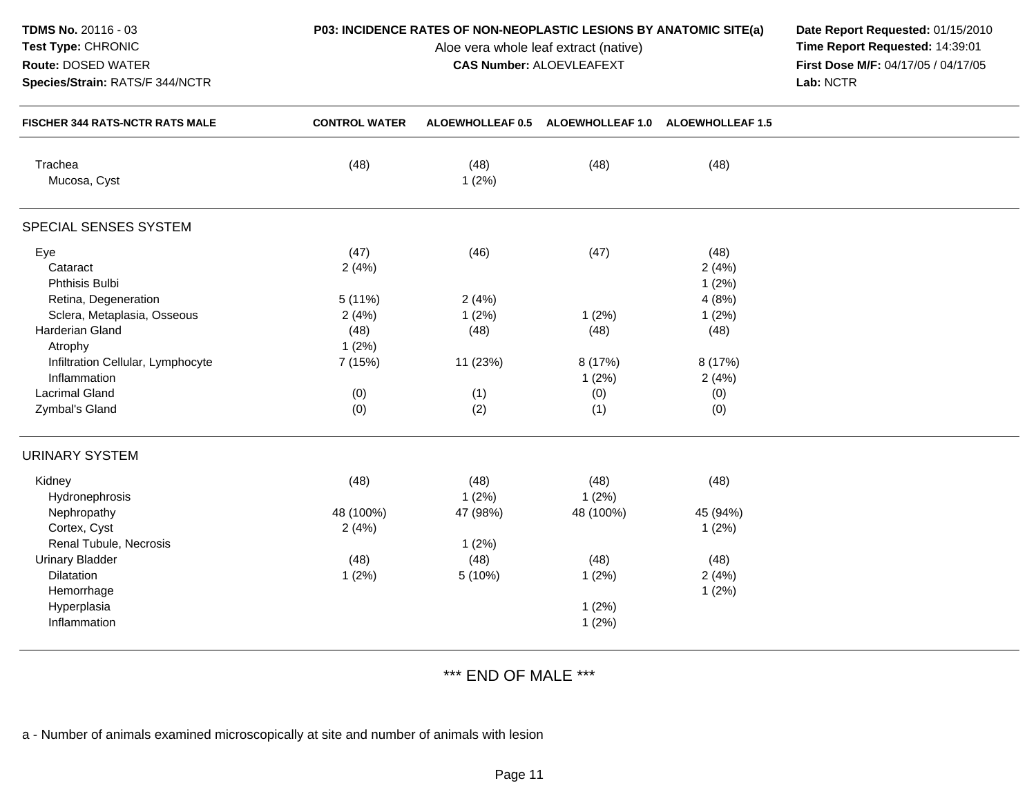**TDMS No.** 20116 - 03
**Test Type:** CHRONIC
**Route:** DOSED WATER
**Species/Strain:** RATS/F 344/NCTR

**P03: INCIDENCE RATES OF NON-NEOPLASTIC LESIONS BY ANATOMIC SITE(a)**
Aloe vera whole leaf extract (native)
**CAS Number:** ALOEVLEAFEXT

**Date Report Requested:** 01/15/2010
**Time Report Requested:** 14:39:01
**First Dose M/F:** 04/17/05 / 04/17/05
**Lab:** NCTR

| FISCHER 344 RATS-NCTR RATS MALE | CONTROL WATER | ALOEWHOLLEAF 0.5 | ALOEWHOLLEAF 1.0 | ALOEWHOLLEAF 1.5 |
|---|---|---|---|---|
| Trachea | (48) | (48) | (48) | (48) |
| Mucosa, Cyst | | 1 (2%) | | |
| **SPECIAL SENSES SYSTEM** | | | | |
| Eye | (47) | (46) | (47) | (48) |
| Cataract | 2 (4%) | | | 2 (4%) |
| Phthisis Bulbi | | | | 1 (2%) |
| Retina, Degeneration | 5 (11%) | 2 (4%) | | 4 (8%) |
| Sclera, Metaplasia, Osseous | 2 (4%) | 1 (2%) | 1 (2%) | 1 (2%) |
| Harderian Gland | (48) | (48) | (48) | (48) |
| Atrophy | 1 (2%) | | | |
| Infiltration Cellular, Lymphocyte | 7 (15%) | 11 (23%) | 8 (17%) | 8 (17%) |
| Inflammation | | | 1 (2%) | 2 (4%) |
| Lacrimal Gland | (0) | (1) | (0) | (0) |
| Zymbal's Gland | (0) | (2) | (1) | (0) |
| **URINARY SYSTEM** | | | | |
| Kidney | (48) | (48) | (48) | (48) |
| Hydronephrosis | | 1 (2%) | 1 (2%) | |
| Nephropathy | 48 (100%) | 47 (98%) | 48 (100%) | 45 (94%) |
| Cortex, Cyst | 2 (4%) | | | 1 (2%) |
| Renal Tubule, Necrosis | | 1 (2%) | | |
| Urinary Bladder | (48) | (48) | (48) | (48) |
| Dilatation | 1 (2%) | 5 (10%) | 1 (2%) | 2 (4%) |
| Hemorrhage | | | | 1 (2%) |
| Hyperplasia | | | 1 (2%) | |
| Inflammation | | | 1 (2%) | |

*** END OF MALE ***

a - Number of animals examined microscopically at site and number of animals with lesion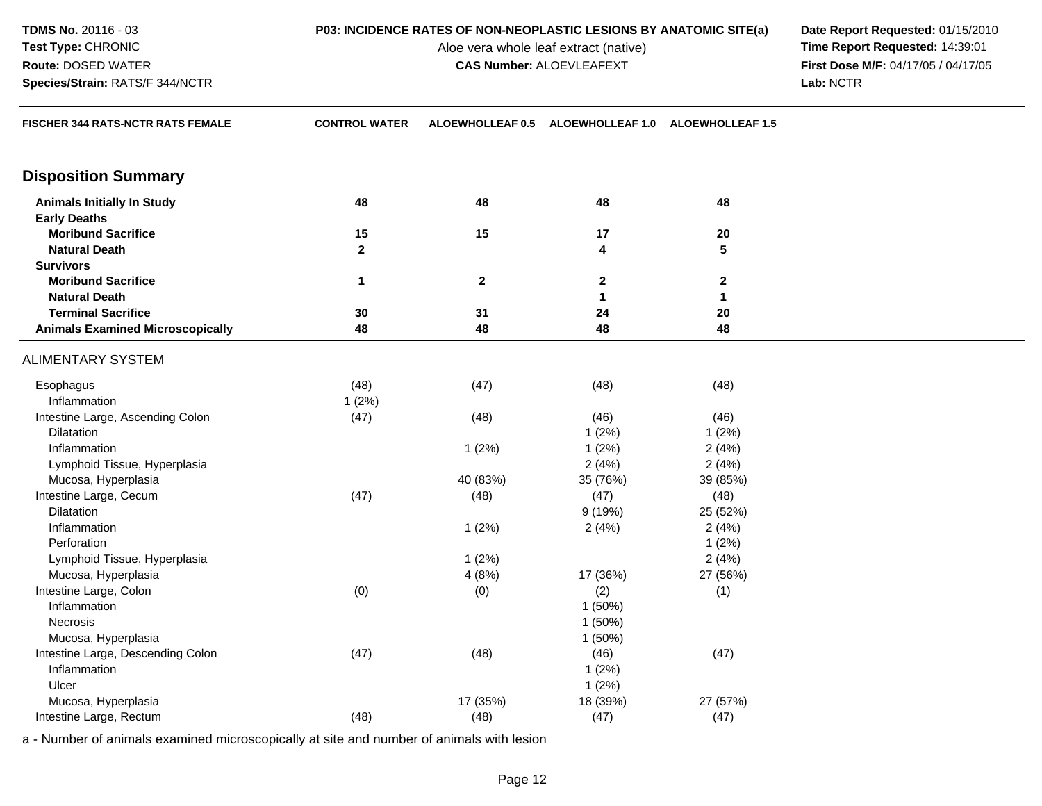**TDMS No.** 20116 - 03
**Test Type:** CHRONIC
**Route:** DOSED WATER
**Species/Strain:** RATS/F 344/NCTR

**P03: INCIDENCE RATES OF NON-NEOPLASTIC LESIONS BY ANATOMIC SITE(a)**
Aloe vera whole leaf extract (native)
**CAS Number:** ALOEVLEAFEXT

**Date Report Requested:** 01/15/2010
**Time Report Requested:** 14:39:01
**First Dose M/F:** 04/17/05 / 04/17/05
**Lab:** NCTR

| FISCHER 344 RATS-NCTR RATS FEMALE | CONTROL WATER | ALOEWHOLLEAF 0.5 | ALOEWHOLLEAF 1.0 | ALOEWHOLLEAF 1.5 |
|---|---|---|---|---|
| **Disposition Summary** | | | | |
| **Animals Initially In Study** | 48 | 48 | 48 | 48 |
| **Early Deaths** | | | | |
| **Moribund Sacrifice** | 15 | 15 | 17 | 20 |
| **Natural Death** | 2 | | 4 | 5 |
| **Survivors** | | | | |
| **Moribund Sacrifice** | 1 | 2 | 2 | 2 |
| **Natural Death** | | | 1 | 1 |
| **Terminal Sacrifice** | 30 | 31 | 24 | 20 |
| **Animals Examined Microscopically** | 48 | 48 | 48 | 48 |
| ALIMENTARY SYSTEM | | | | |
| Esophagus | (48) | (47) | (48) | (48) |
| Inflammation | 1 (2%) | | | |
| Intestine Large, Ascending Colon | (47) | (48) | (46) | (46) |
| Dilatation | | | 1 (2%) | 1 (2%) |
| Inflammation | | 1 (2%) | 1 (2%) | 2 (4%) |
| Lymphoid Tissue, Hyperplasia | | | 2 (4%) | 2 (4%) |
| Mucosa, Hyperplasia | | 40 (83%) | 35 (76%) | 39 (85%) |
| Intestine Large, Cecum | (47) | (48) | (47) | (48) |
| Dilatation | | | 9 (19%) | 25 (52%) |
| Inflammation | | 1 (2%) | 2 (4%) | 2 (4%) |
| Perforation | | | | 1 (2%) |
| Lymphoid Tissue, Hyperplasia | | 1 (2%) | | 2 (4%) |
| Mucosa, Hyperplasia | | 4 (8%) | 17 (36%) | 27 (56%) |
| Intestine Large, Colon | (0) | (0) | (2) | (1) |
| Inflammation | | | 1 (50%) | |
| Necrosis | | | 1 (50%) | |
| Mucosa, Hyperplasia | | | 1 (50%) | |
| Intestine Large, Descending Colon | (47) | (48) | (46) | (47) |
| Inflammation | | | 1 (2%) | |
| Ulcer | | | 1 (2%) | |
| Mucosa, Hyperplasia | | 17 (35%) | 18 (39%) | 27 (57%) |
| Intestine Large, Rectum | (48) | (48) | (47) | (47) |

a - Number of animals examined microscopically at site and number of animals with lesion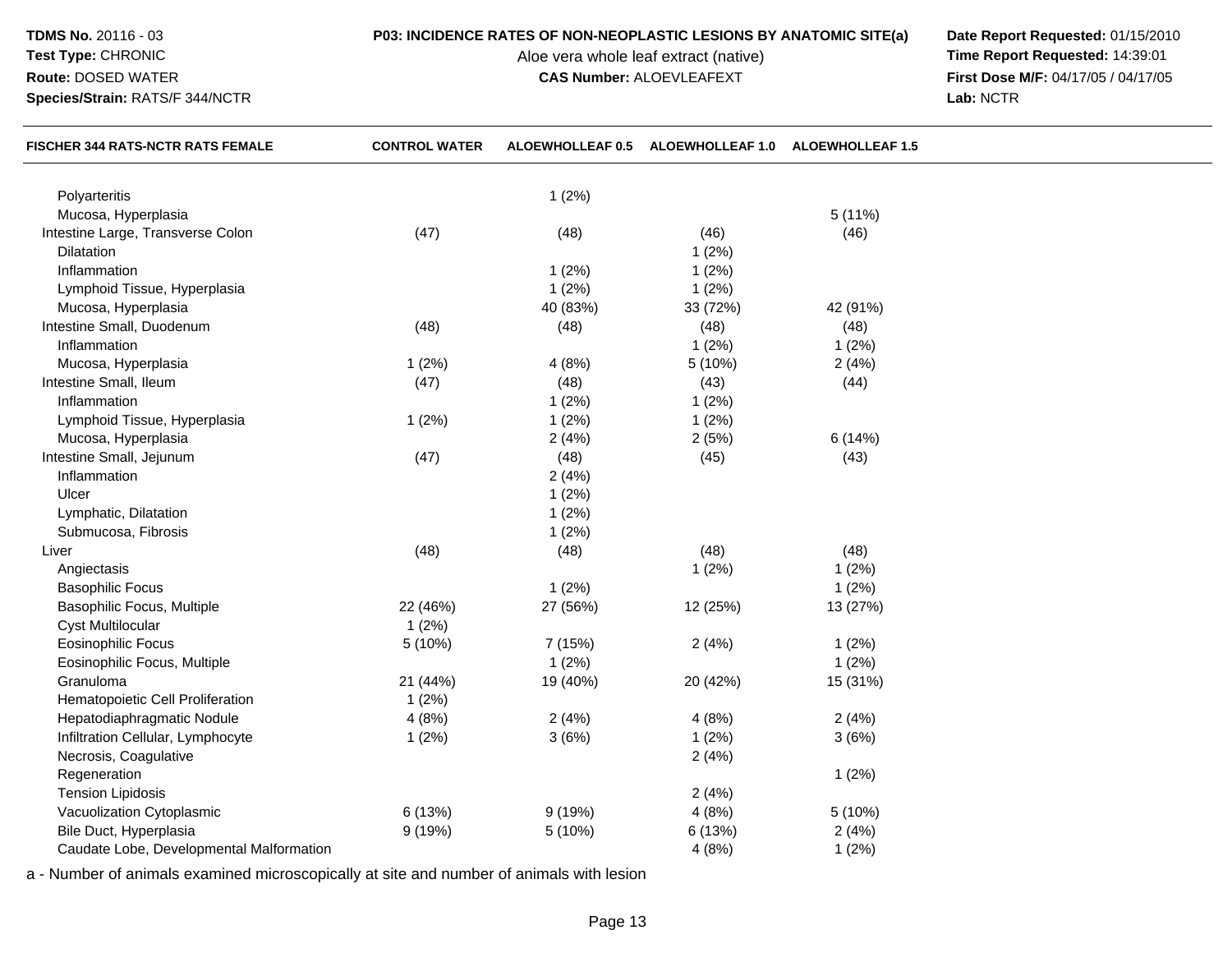**TDMS No.** 20116 - 03
**Test Type:** CHRONIC
**Route:** DOSED WATER
**Species/Strain:** RATS/F 344/NCTR

**P03: INCIDENCE RATES OF NON-NEOPLASTIC LESIONS BY ANATOMIC SITE(a)**
Aloe vera whole leaf extract (native)
**CAS Number:** ALOEVLEAFEXT

**Date Report Requested:** 01/15/2010
**Time Report Requested:** 14:39:01
**First Dose M/F:** 04/17/05 / 04/17/05
**Lab:** NCTR

| FISCHER 344 RATS-NCTR RATS FEMALE | CONTROL WATER | ALOEWHOLLEAF 0.5 | ALOEWHOLLEAF 1.0 | ALOEWHOLLEAF 1.5 |
|---|---|---|---|---|
| Polyarteritis | | 1 (2%) | | |
| Mucosa, Hyperplasia | | | | 5 (11%) |
| Intestine Large, Transverse Colon | (47) | (48) | (46) | (46) |
| Dilatation | | | 1 (2%) | |
| Inflammation | | 1 (2%) | 1 (2%) | |
| Lymphoid Tissue, Hyperplasia | | 1 (2%) | 1 (2%) | |
| Mucosa, Hyperplasia | | 40 (83%) | 33 (72%) | 42 (91%) |
| Intestine Small, Duodenum | (48) | (48) | (48) | (48) |
| Inflammation | | | 1 (2%) | 1 (2%) |
| Mucosa, Hyperplasia | 1 (2%) | 4 (8%) | 5 (10%) | 2 (4%) |
| Intestine Small, Ileum | (47) | (48) | (43) | (44) |
| Inflammation | | 1 (2%) | 1 (2%) | |
| Lymphoid Tissue, Hyperplasia | 1 (2%) | 1 (2%) | 1 (2%) | |
| Mucosa, Hyperplasia | | 2 (4%) | 2 (5%) | 6 (14%) |
| Intestine Small, Jejunum | (47) | (48) | (45) | (43) |
| Inflammation | | 2 (4%) | | |
| Ulcer | | 1 (2%) | | |
| Lymphatic, Dilatation | | 1 (2%) | | |
| Submucosa, Fibrosis | | 1 (2%) | | |
| Liver | (48) | (48) | (48) | (48) |
| Angiectasis | | | 1 (2%) | 1 (2%) |
| Basophilic Focus | | 1 (2%) | | 1 (2%) |
| Basophilic Focus, Multiple | 22 (46%) | 27 (56%) | 12 (25%) | 13 (27%) |
| Cyst Multilocular | 1 (2%) | | | |
| Eosinophilic Focus | 5 (10%) | 7 (15%) | 2 (4%) | 1 (2%) |
| Eosinophilic Focus, Multiple | | 1 (2%) | | 1 (2%) |
| Granuloma | 21 (44%) | 19 (40%) | 20 (42%) | 15 (31%) |
| Hematopoietic Cell Proliferation | 1 (2%) | | | |
| Hepatodiaphragmatic Nodule | 4 (8%) | 2 (4%) | 4 (8%) | 2 (4%) |
| Infiltration Cellular, Lymphocyte | 1 (2%) | 3 (6%) | 1 (2%) | 3 (6%) |
| Necrosis, Coagulative | | | 2 (4%) | |
| Regeneration | | | | 1 (2%) |
| Tension Lipidosis | | | 2 (4%) | |
| Vacuolization Cytoplasmic | 6 (13%) | 9 (19%) | 4 (8%) | 5 (10%) |
| Bile Duct, Hyperplasia | 9 (19%) | 5 (10%) | 6 (13%) | 2 (4%) |
| Caudate Lobe, Developmental Malformation | | | 4 (8%) | 1 (2%) |

a - Number of animals examined microscopically at site and number of animals with lesion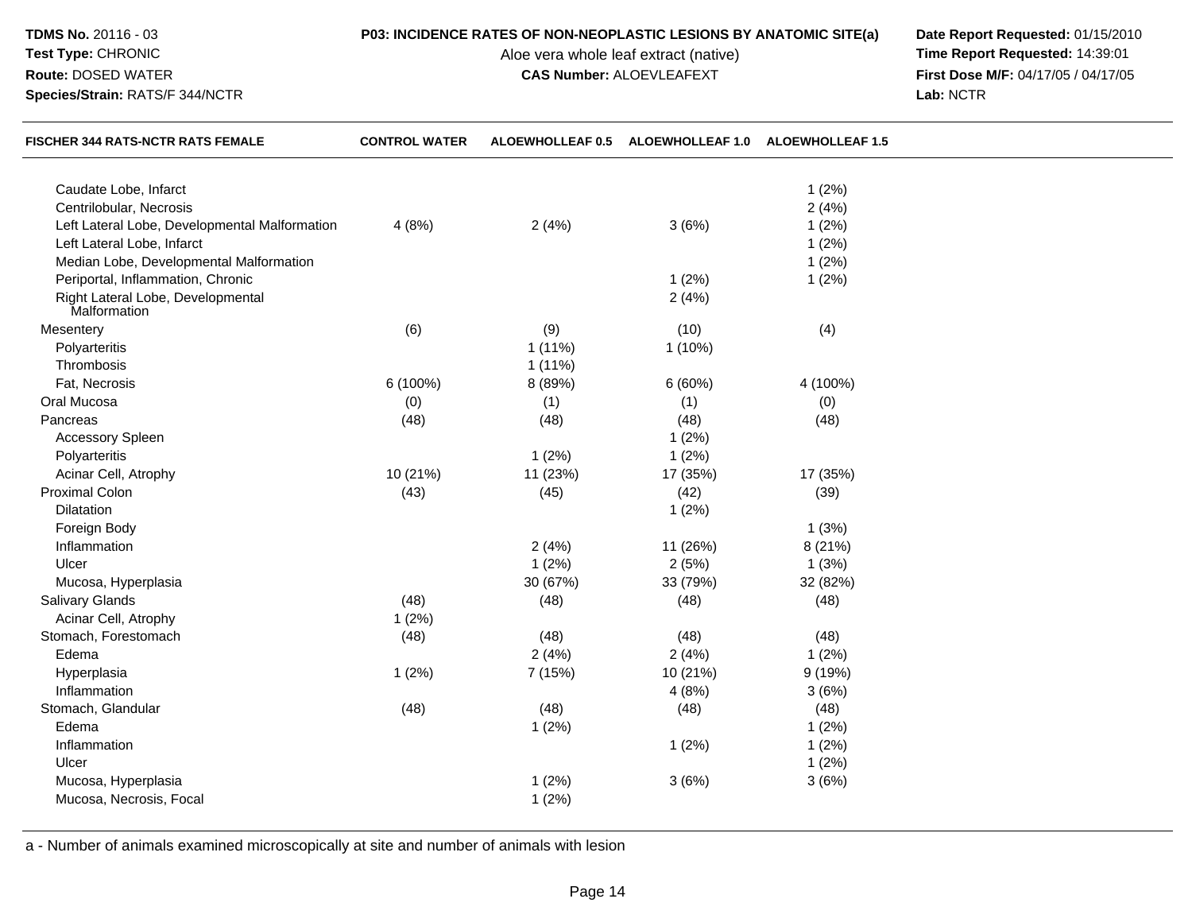**TDMS No.** 20116 - 03
**Test Type:** CHRONIC
**Route:** DOSED WATER
**Species/Strain:** RATS/F 344/NCTR

**P03: INCIDENCE RATES OF NON-NEOPLASTIC LESIONS BY ANATOMIC SITE(a)**
Aloe vera whole leaf extract (native)
**CAS Number:** ALOEVLEAFEXT

**Date Report Requested:** 01/15/2010
**Time Report Requested:** 14:39:01
**First Dose M/F:** 04/17/05 / 04/17/05
**Lab:** NCTR

| FISCHER 344 RATS-NCTR RATS FEMALE | CONTROL WATER | ALOEWHOLLEAF 0.5 | ALOEWHOLLEAF 1.0 | ALOEWHOLLEAF 1.5 |
|---|---|---|---|---|
| Caudate Lobe, Infarct | | | | 1 (2%) |
| Centrilobular, Necrosis | | | | 2 (4%) |
| Left Lateral Lobe, Developmental Malformation | 4 (8%) | 2 (4%) | 3 (6%) | 1 (2%) |
| Left Lateral Lobe, Infarct | | | | 1 (2%) |
| Median Lobe, Developmental Malformation | | | | 1 (2%) |
| Periportal, Inflammation, Chronic | | | 1 (2%) | 1 (2%) |
| Right Lateral Lobe, Developmental Malformation | | | 2 (4%) | |
| Mesentery | (6) | (9) | (10) | (4) |
| Polyarteritis | | 1 (11%) | 1 (10%) | |
| Thrombosis | | 1 (11%) | | |
| Fat, Necrosis | 6 (100%) | 8 (89%) | 6 (60%) | 4 (100%) |
| Oral Mucosa | (0) | (1) | (1) | (0) |
| Pancreas | (48) | (48) | (48) | (48) |
| Accessory Spleen | | | 1 (2%) | |
| Polyarteritis | | 1 (2%) | 1 (2%) | |
| Acinar Cell, Atrophy | 10 (21%) | 11 (23%) | 17 (35%) | 17 (35%) |
| Proximal Colon | (43) | (45) | (42) | (39) |
| Dilatation | | | 1 (2%) | |
| Foreign Body | | | | 1 (3%) |
| Inflammation | | 2 (4%) | 11 (26%) | 8 (21%) |
| Ulcer | | 1 (2%) | 2 (5%) | 1 (3%) |
| Mucosa, Hyperplasia | | 30 (67%) | 33 (79%) | 32 (82%) |
| Salivary Glands | (48) | (48) | (48) | (48) |
| Acinar Cell, Atrophy | 1 (2%) | | | |
| Stomach, Forestomach | (48) | (48) | (48) | (48) |
| Edema | | 2 (4%) | 2 (4%) | 1 (2%) |
| Hyperplasia | 1 (2%) | 7 (15%) | 10 (21%) | 9 (19%) |
| Inflammation | | | 4 (8%) | 3 (6%) |
| Stomach, Glandular | (48) | (48) | (48) | (48) |
| Edema | | 1 (2%) | | 1 (2%) |
| Inflammation | | | 1 (2%) | 1 (2%) |
| Ulcer | | | | 1 (2%) |
| Mucosa, Hyperplasia | | 1 (2%) | 3 (6%) | 3 (6%) |
| Mucosa, Necrosis, Focal | | 1 (2%) | | |

a - Number of animals examined microscopically at site and number of animals with lesion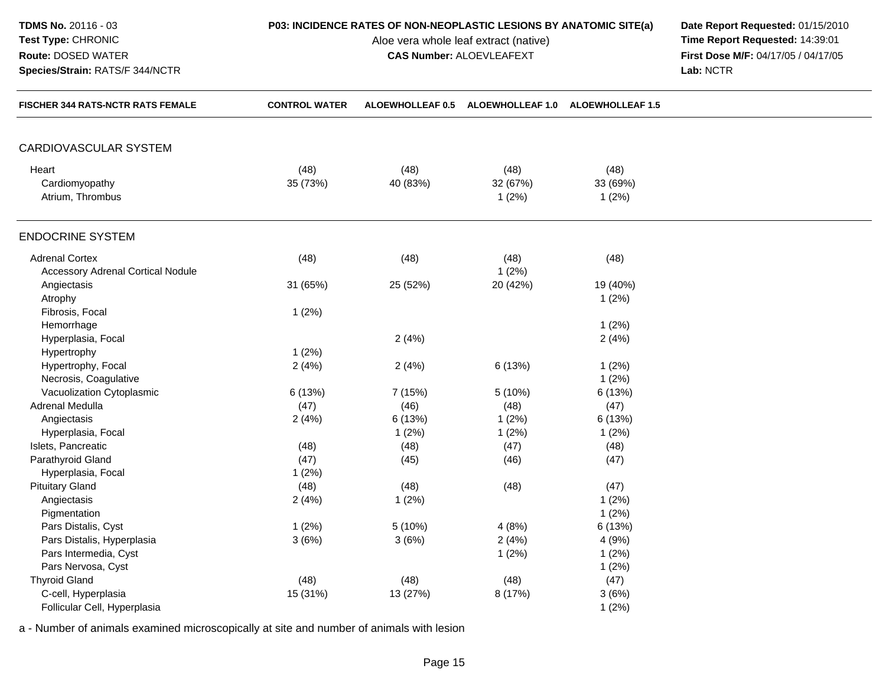**TDMS No.** 20116 - 03
**Test Type:** CHRONIC
**Route:** DOSED WATER
**Species/Strain:** RATS/F 344/NCTR

**P03: INCIDENCE RATES OF NON-NEOPLASTIC LESIONS BY ANATOMIC SITE(a)**
Aloe vera whole leaf extract (native)
**CAS Number:** ALOEVLEAFEXT

**Date Report Requested:** 01/15/2010
**Time Report Requested:** 14:39:01
**First Dose M/F:** 04/17/05 / 04/17/05
**Lab:** NCTR

| FISCHER 344 RATS-NCTR RATS FEMALE | CONTROL WATER | ALOEWHOLLEAF 0.5 | ALOEWHOLLEAF 1.0 | ALOEWHOLLEAF 1.5 |
|---|---|---|---|---|
| **CARDIOVASCULAR SYSTEM** | | | | |
| Heart | (48) | (48) | (48) | (48) |
| Cardiomyopathy | 35 (73%) | 40 (83%) | 32 (67%) | 33 (69%) |
| Atrium, Thrombus | | | 1 (2%) | 1 (2%) |
| **ENDOCRINE SYSTEM** | | | | |
| Adrenal Cortex | (48) | (48) | (48) | (48) |
| Accessory Adrenal Cortical Nodule | | | 1 (2%) | |
| Angiectasis | 31 (65%) | 25 (52%) | 20 (42%) | 19 (40%) |
| Atrophy | | | | 1 (2%) |
| Fibrosis, Focal | 1 (2%) | | | |
| Hemorrhage | | | | 1 (2%) |
| Hyperplasia, Focal | | 2 (4%) | | 2 (4%) |
| Hypertrophy | 1 (2%) | | | |
| Hypertrophy, Focal | 2 (4%) | 2 (4%) | 6 (13%) | 1 (2%) |
| Necrosis, Coagulative | | | | 1 (2%) |
| Vacuolization Cytoplasmic | 6 (13%) | 7 (15%) | 5 (10%) | 6 (13%) |
| Adrenal Medulla | (47) | (46) | (48) | (47) |
| Angiectasis | 2 (4%) | 6 (13%) | 1 (2%) | 6 (13%) |
| Hyperplasia, Focal | | 1 (2%) | 1 (2%) | 1 (2%) |
| Islets, Pancreatic | (48) | (48) | (47) | (48) |
| Parathyroid Gland | (47) | (45) | (46) | (47) |
| Hyperplasia, Focal | 1 (2%) | | | |
| Pituitary Gland | (48) | (48) | (48) | (47) |
| Angiectasis | 2 (4%) | 1 (2%) | | 1 (2%) |
| Pigmentation | | | | 1 (2%) |
| Pars Distalis, Cyst | 1 (2%) | 5 (10%) | 4 (8%) | 6 (13%) |
| Pars Distalis, Hyperplasia | 3 (6%) | 3 (6%) | 2 (4%) | 4 (9%) |
| Pars Intermedia, Cyst | | | 1 (2%) | 1 (2%) |
| Pars Nervosa, Cyst | | | | 1 (2%) |
| Thyroid Gland | (48) | (48) | (48) | (47) |
| C-cell, Hyperplasia | 15 (31%) | 13 (27%) | 8 (17%) | 3 (6%) |
| Follicular Cell, Hyperplasia | | | | 1 (2%) |

a - Number of animals examined microscopically at site and number of animals with lesion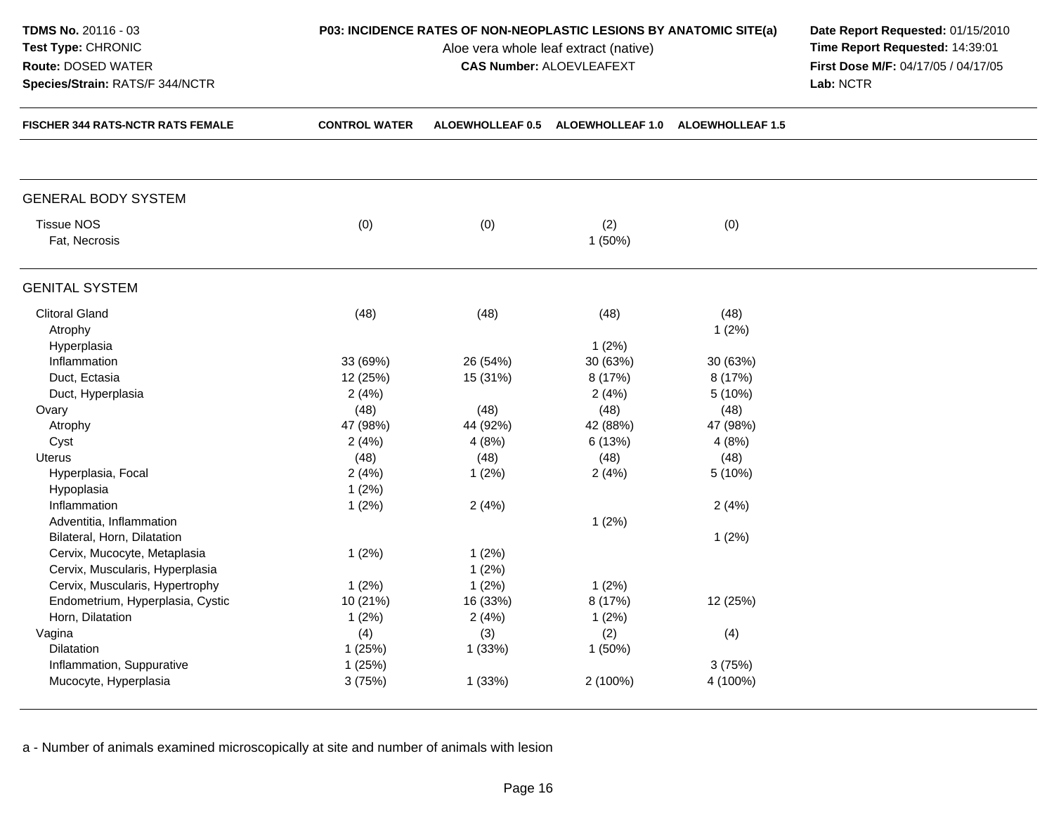**TDMS No.** 20116 - 03
**Test Type:** CHRONIC
**Route:** DOSED WATER
**Species/Strain:** RATS/F 344/NCTR

**P03: INCIDENCE RATES OF NON-NEOPLASTIC LESIONS BY ANATOMIC SITE(a)**
Aloe vera whole leaf extract (native)
**CAS Number:** ALOEVLEAFEXT

**Date Report Requested:** 01/15/2010
**Time Report Requested:** 14:39:01
**First Dose M/F:** 04/17/05 / 04/17/05
**Lab:** NCTR

| FISCHER 344 RATS-NCTR RATS FEMALE | CONTROL WATER | ALOEWHOLLEAF 0.5 | ALOEWHOLLEAF 1.0 | ALOEWHOLLEAF 1.5 |
|---|---|---|---|---|
| **GENERAL BODY SYSTEM** | | | | |
| Tissue NOS | (0) | (0) | (2) | (0) |
| Fat, Necrosis | | | 1 (50%) | |
| **GENITAL SYSTEM** | | | | |
| Clitoral Gland | (48) | (48) | (48) | (48) |
| Atrophy | | | | 1 (2%) |
| Hyperplasia | | | 1 (2%) | |
| Inflammation | 33 (69%) | 26 (54%) | 30 (63%) | 30 (63%) |
| Duct, Ectasia | 12 (25%) | 15 (31%) | 8 (17%) | 8 (17%) |
| Duct, Hyperplasia | 2 (4%) | | 2 (4%) | 5 (10%) |
| Ovary | (48) | (48) | (48) | (48) |
| Atrophy | 47 (98%) | 44 (92%) | 42 (88%) | 47 (98%) |
| Cyst | 2 (4%) | 4 (8%) | 6 (13%) | 4 (8%) |
| Uterus | (48) | (48) | (48) | (48) |
| Hyperplasia, Focal | 2 (4%) | 1 (2%) | 2 (4%) | 5 (10%) |
| Hypoplasia | 1 (2%) | | | |
| Inflammation | 1 (2%) | 2 (4%) | | 2 (4%) |
| Adventitia, Inflammation | | | 1 (2%) | |
| Bilateral, Horn, Dilatation | | | | 1 (2%) |
| Cervix, Mucocyte, Metaplasia | 1 (2%) | 1 (2%) | | |
| Cervix, Muscularis, Hyperplasia | | 1 (2%) | | |
| Cervix, Muscularis, Hypertrophy | 1 (2%) | 1 (2%) | 1 (2%) | |
| Endometrium, Hyperplasia, Cystic | 10 (21%) | 16 (33%) | 8 (17%) | 12 (25%) |
| Horn, Dilatation | 1 (2%) | 2 (4%) | 1 (2%) | |
| Vagina | (4) | (3) | (2) | (4) |
| Dilatation | 1 (25%) | 1 (33%) | 1 (50%) | |
| Inflammation, Suppurative | 1 (25%) | | | 3 (75%) |
| Mucocyte, Hyperplasia | 3 (75%) | 1 (33%) | 2 (100%) | 4 (100%) |

a - Number of animals examined microscopically at site and number of animals with lesion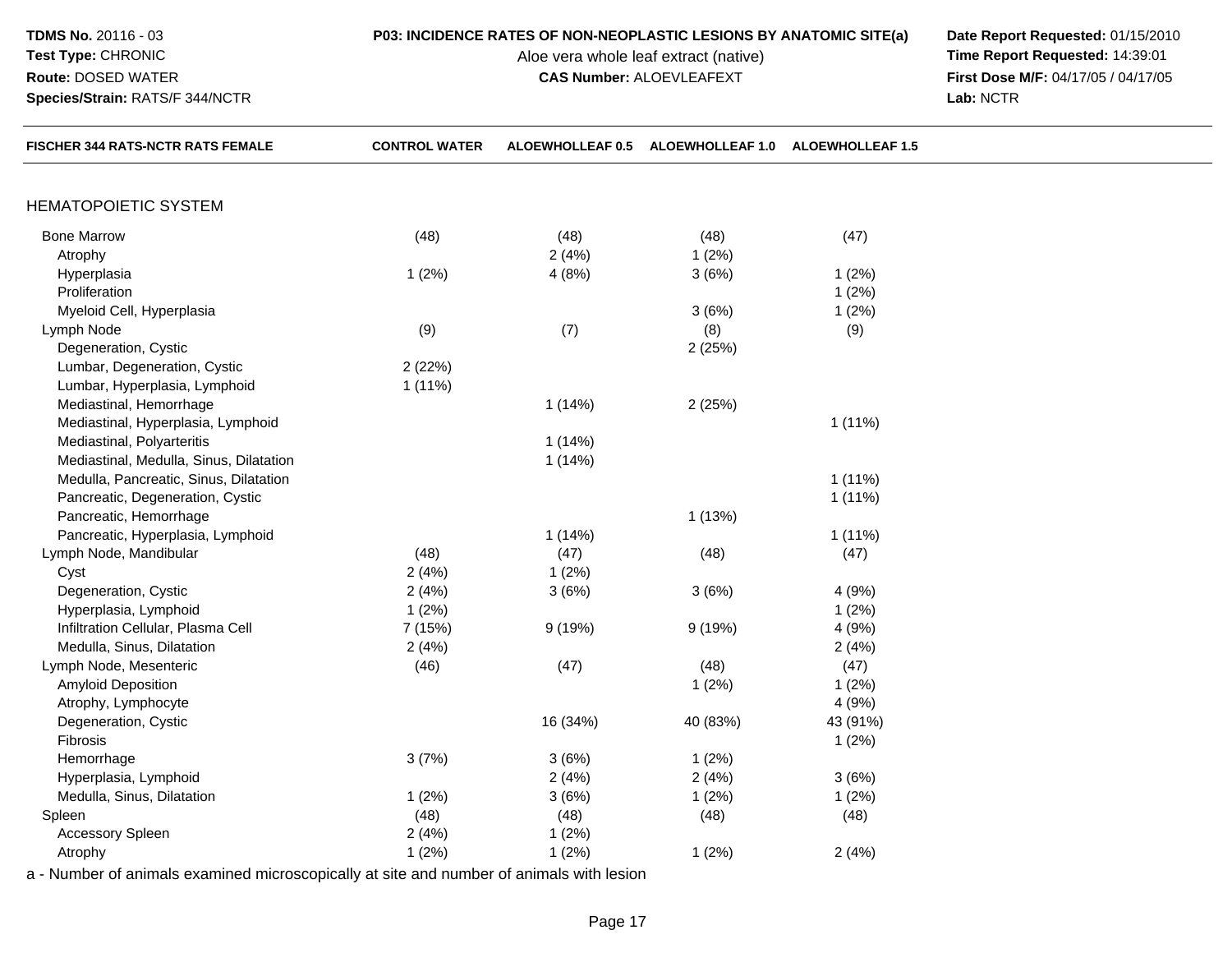**TDMS No.** 20116 - 03
**Test Type:** CHRONIC
**Route:** DOSED WATER
**Species/Strain:** RATS/F 344/NCTR

**P03: INCIDENCE RATES OF NON-NEOPLASTIC LESIONS BY ANATOMIC SITE(a)**
Aloe vera whole leaf extract (native)
**CAS Number:** ALOEVLEAFEXT

**Date Report Requested:** 01/15/2010
**Time Report Requested:** 14:39:01
**First Dose M/F:** 04/17/05 / 04/17/05
**Lab:** NCTR

| FISCHER 344 RATS-NCTR RATS FEMALE | CONTROL WATER | ALOEWHOLLEAF 0.5 | ALOEWHOLLEAF 1.0 | ALOEWHOLLEAF 1.5 |
|---|---|---|---|---|
| HEMATOPOIETIC SYSTEM | | | | |
| Bone Marrow | (48) | (48) | (48) | (47) |
| Atrophy | | 2 (4%) | 1 (2%) | |
| Hyperplasia | 1 (2%) | 4 (8%) | 3 (6%) | 1 (2%) |
| Proliferation | | | | 1 (2%) |
| Myeloid Cell, Hyperplasia | | | 3 (6%) | 1 (2%) |
| Lymph Node | (9) | (7) | (8) | (9) |
| Degeneration, Cystic | | | 2 (25%) | |
| Lumbar, Degeneration, Cystic | 2 (22%) | | | |
| Lumbar, Hyperplasia, Lymphoid | 1 (11%) | | | |
| Mediastinal, Hemorrhage | | 1 (14%) | 2 (25%) | |
| Mediastinal, Hyperplasia, Lymphoid | | | | 1 (11%) |
| Mediastinal, Polyarteritis | | 1 (14%) | | |
| Mediastinal, Medulla, Sinus, Dilatation | | 1 (14%) | | |
| Medulla, Pancreatic, Sinus, Dilatation | | | | 1 (11%) |
| Pancreatic, Degeneration, Cystic | | | | 1 (11%) |
| Pancreatic, Hemorrhage | | | 1 (13%) | |
| Pancreatic, Hyperplasia, Lymphoid | | 1 (14%) | | 1 (11%) |
| Lymph Node, Mandibular | (48) | (47) | (48) | (47) |
| Cyst | 2 (4%) | 1 (2%) | | |
| Degeneration, Cystic | 2 (4%) | 3 (6%) | 3 (6%) | 4 (9%) |
| Hyperplasia, Lymphoid | 1 (2%) | | | 1 (2%) |
| Infiltration Cellular, Plasma Cell | 7 (15%) | 9 (19%) | 9 (19%) | 4 (9%) |
| Medulla, Sinus, Dilatation | 2 (4%) | | | 2 (4%) |
| Lymph Node, Mesenteric | (46) | (47) | (48) | (47) |
| Amyloid Deposition | | | 1 (2%) | 1 (2%) |
| Atrophy, Lymphocyte | | | | 4 (9%) |
| Degeneration, Cystic | | 16 (34%) | 40 (83%) | 43 (91%) |
| Fibrosis | | | | 1 (2%) |
| Hemorrhage | 3 (7%) | 3 (6%) | 1 (2%) | |
| Hyperplasia, Lymphoid | | 2 (4%) | 2 (4%) | 3 (6%) |
| Medulla, Sinus, Dilatation | 1 (2%) | 3 (6%) | 1 (2%) | 1 (2%) |
| Spleen | (48) | (48) | (48) | (48) |
| Accessory Spleen | 2 (4%) | 1 (2%) | | |
| Atrophy | 1 (2%) | 1 (2%) | 1 (2%) | 2 (4%) |

a - Number of animals examined microscopically at site and number of animals with lesion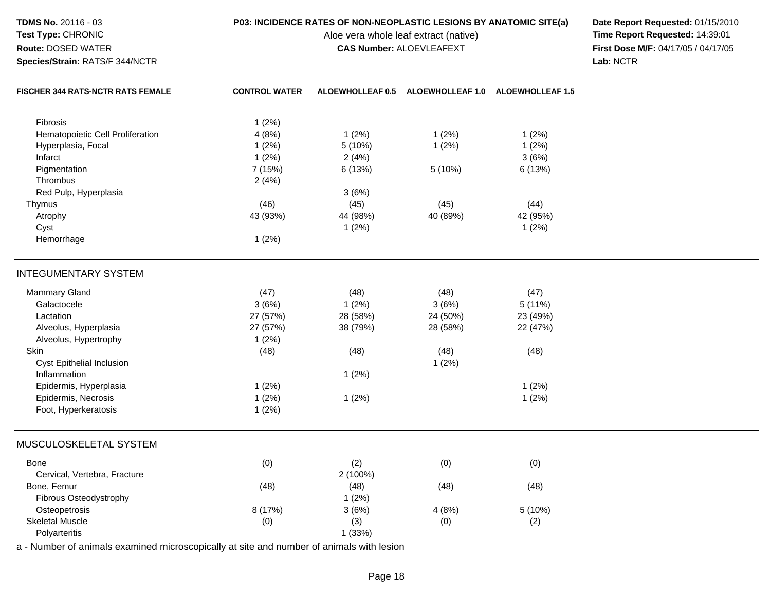**TDMS No.** 20116 - 03
**Test Type:** CHRONIC
**Route:** DOSED WATER
**Species/Strain:** RATS/F 344/NCTR

**P03: INCIDENCE RATES OF NON-NEOPLASTIC LESIONS BY ANATOMIC SITE(a)**
Aloe vera whole leaf extract (native)
**CAS Number:** ALOEVLEAFEXT

**Date Report Requested:** 01/15/2010
**Time Report Requested:** 14:39:01
**First Dose M/F:** 04/17/05 / 04/17/05
**Lab:** NCTR

| FISCHER 344 RATS-NCTR RATS FEMALE | CONTROL WATER | ALOEWHOLLEAF 0.5 | ALOEWHOLLEAF 1.0 | ALOEWHOLLEAF 1.5 |
|---|---|---|---|---|
| Fibrosis | 1 (2%) | | | |
| Hematopoietic Cell Proliferation | 4 (8%) | 1 (2%) | 1 (2%) | 1 (2%) |
| Hyperplasia, Focal | 1 (2%) | 5 (10%) | 1 (2%) | 1 (2%) |
| Infarct | 1 (2%) | 2 (4%) | | 3 (6%) |
| Pigmentation | 7 (15%) | 6 (13%) | 5 (10%) | 6 (13%) |
| Thrombus | 2 (4%) | | | |
| Red Pulp, Hyperplasia | | 3 (6%) | | |
| Thymus | (46) | (45) | (45) | (44) |
| Atrophy | 43 (93%) | 44 (98%) | 40 (89%) | 42 (95%) |
| Cyst | | 1 (2%) | | 1 (2%) |
| Hemorrhage | 1 (2%) | | | |
| **INTEGUMENTARY SYSTEM** | | | | |
| Mammary Gland | (47) | (48) | (48) | (47) |
| Galactocele | 3 (6%) | 1 (2%) | 3 (6%) | 5 (11%) |
| Lactation | 27 (57%) | 28 (58%) | 24 (50%) | 23 (49%) |
| Alveolus, Hyperplasia | 27 (57%) | 38 (79%) | 28 (58%) | 22 (47%) |
| Alveolus, Hypertrophy | 1 (2%) | | | |
| Skin | (48) | (48) | (48) | (48) |
| Cyst Epithelial Inclusion | | | 1 (2%) | |
| Inflammation | | 1 (2%) | | |
| Epidermis, Hyperplasia | 1 (2%) | | | 1 (2%) |
| Epidermis, Necrosis | 1 (2%) | 1 (2%) | | 1 (2%) |
| Foot, Hyperkeratosis | 1 (2%) | | | |
| **MUSCULOSKELETAL SYSTEM** | | | | |
| Bone | (0) | (2) | (0) | (0) |
| Cervical, Vertebra, Fracture | | 2 (100%) | | |
| Bone, Femur | (48) | (48) | (48) | (48) |
| Fibrous Osteodystrophy | | 1 (2%) | | |
| Osteopetrosis | 8 (17%) | 3 (6%) | 4 (8%) | 5 (10%) |
| Skeletal Muscle | (0) | (3) | (0) | (2) |
| Polyarteritis | | 1 (33%) | | |

a - Number of animals examined microscopically at site and number of animals with lesion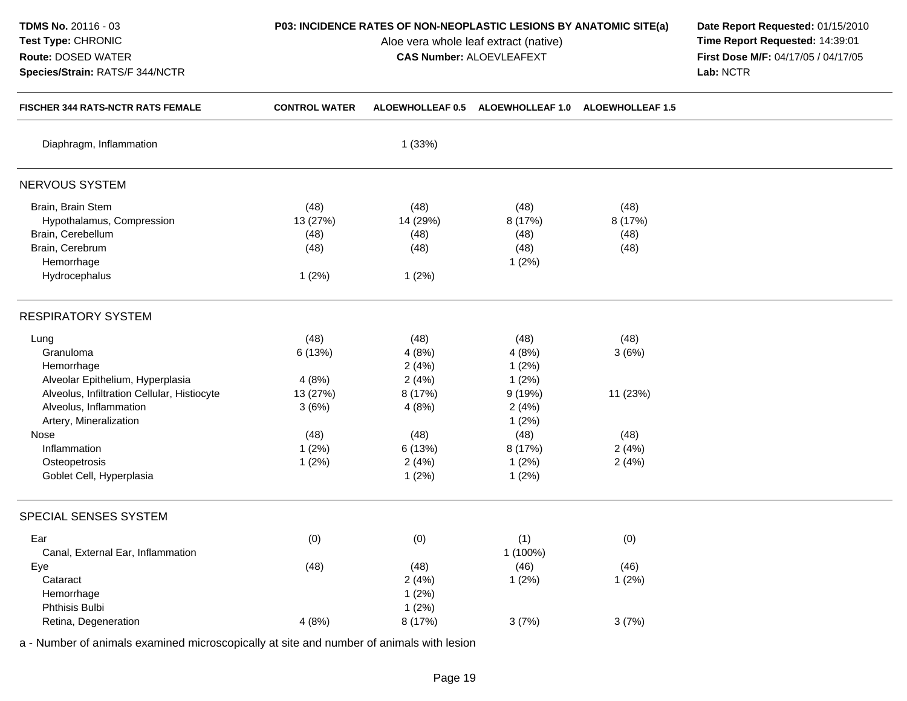**TDMS No.** 20116 - 03
**Test Type:** CHRONIC
**Route:** DOSED WATER
**Species/Strain:** RATS/F 344/NCTR

**P03: INCIDENCE RATES OF NON-NEOPLASTIC LESIONS BY ANATOMIC SITE(a)**
Aloe vera whole leaf extract (native)
**CAS Number:** ALOEVLEAFEXT

**Date Report Requested:** 01/15/2010
**Time Report Requested:** 14:39:01
**First Dose M/F:** 04/17/05 / 04/17/05
**Lab:** NCTR

| FISCHER 344 RATS-NCTR RATS FEMALE | CONTROL WATER | ALOEWHOLLEAF 0.5 | ALOEWHOLLEAF 1.0 | ALOEWHOLLEAF 1.5 |
|---|---|---|---|---|
| Diaphragm, Inflammation | | 1 (33%) | | |
| **NERVOUS SYSTEM** | | | | |
| Brain, Brain Stem | (48) | (48) | (48) | (48) |
| Hypothalamus, Compression | 13 (27%) | 14 (29%) | 8 (17%) | 8 (17%) |
| Brain, Cerebellum | (48) | (48) | (48) | (48) |
| Brain, Cerebrum | (48) | (48) | (48) | (48) |
| Hemorrhage | | | 1 (2%) | |
| Hydrocephalus | 1 (2%) | 1 (2%) | | |
| **RESPIRATORY SYSTEM** | | | | |
| Lung | (48) | (48) | (48) | (48) |
| Granuloma | 6 (13%) | 4 (8%) | 4 (8%) | 3 (6%) |
| Hemorrhage | | 2 (4%) | 1 (2%) | |
| Alveolar Epithelium, Hyperplasia | 4 (8%) | 2 (4%) | 1 (2%) | |
| Alveolus, Infiltration Cellular, Histiocyte | 13 (27%) | 8 (17%) | 9 (19%) | 11 (23%) |
| Alveolus, Inflammation | 3 (6%) | 4 (8%) | 2 (4%) | |
| Artery, Mineralization | | | 1 (2%) | |
| Nose | (48) | (48) | (48) | (48) |
| Inflammation | 1 (2%) | 6 (13%) | 8 (17%) | 2 (4%) |
| Osteopetrosis | 1 (2%) | 2 (4%) | 1 (2%) | 2 (4%) |
| Goblet Cell, Hyperplasia | | 1 (2%) | 1 (2%) | |
| **SPECIAL SENSES SYSTEM** | | | | |
| Ear | (0) | (0) | (1) | (0) |
| Canal, External Ear, Inflammation | | | 1 (100%) | |
| Eye | (48) | (48) | (46) | (46) |
| Cataract | | 2 (4%) | 1 (2%) | 1 (2%) |
| Hemorrhage | | 1 (2%) | | |
| Phthisis Bulbi | | 1 (2%) | | |
| Retina, Degeneration | 4 (8%) | 8 (17%) | 3 (7%) | 3 (7%) |

a - Number of animals examined microscopically at site and number of animals with lesion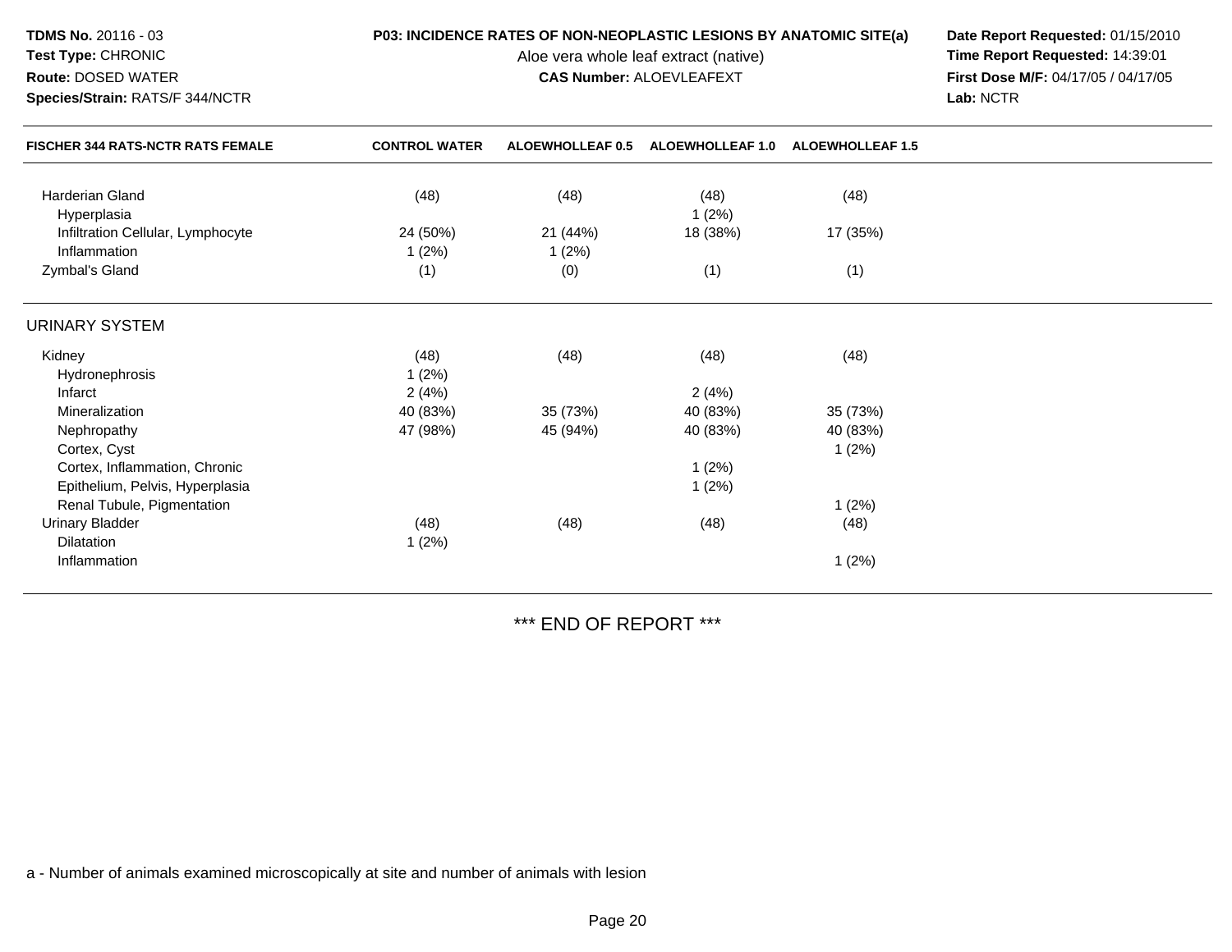**TDMS No.** 20116 - 03
**Test Type:** CHRONIC
**Route:** DOSED WATER
**Species/Strain:** RATS/F 344/NCTR

**P03: INCIDENCE RATES OF NON-NEOPLASTIC LESIONS BY ANATOMIC SITE(a)**
Aloe vera whole leaf extract (native)
**CAS Number:** ALOEVLEAFEXT

**Date Report Requested:** 01/15/2010
**Time Report Requested:** 14:39:01
**First Dose M/F:** 04/17/05 / 04/17/05
**Lab:** NCTR

| FISCHER 344 RATS-NCTR RATS FEMALE | CONTROL WATER | ALOEWHOLLEAF 0.5 | ALOEWHOLLEAF 1.0 | ALOEWHOLLEAF 1.5 |
|---|---|---|---|---|
| Harderian Gland | (48) | (48) | (48) | (48) |
| Hyperplasia | | | 1 (2%) | |
| Infiltration Cellular, Lymphocyte | 24 (50%) | 21 (44%) | 18 (38%) | 17 (35%) |
| Inflammation | 1 (2%) | 1 (2%) | | |
| Zymbal's Gland | (1) | (0) | (1) | (1) |
| URINARY SYSTEM | | | | |
| Kidney | (48) | (48) | (48) | (48) |
| Hydronephrosis | 1 (2%) | | | |
| Infarct | 2 (4%) | | 2 (4%) | |
| Mineralization | 40 (83%) | 35 (73%) | 40 (83%) | 35 (73%) |
| Nephropathy | 47 (98%) | 45 (94%) | 40 (83%) | 40 (83%) |
| Cortex, Cyst | | | | 1 (2%) |
| Cortex, Inflammation, Chronic | | | 1 (2%) | |
| Epithelium, Pelvis, Hyperplasia | | | 1 (2%) | |
| Renal Tubule, Pigmentation | | | | 1 (2%) |
| Urinary Bladder | (48) | (48) | (48) | (48) |
| Dilatation | 1 (2%) | | | |
| Inflammation | | | | 1 (2%) |

\*\*\* END OF REPORT \*\*\*

a - Number of animals examined microscopically at site and number of animals with lesion